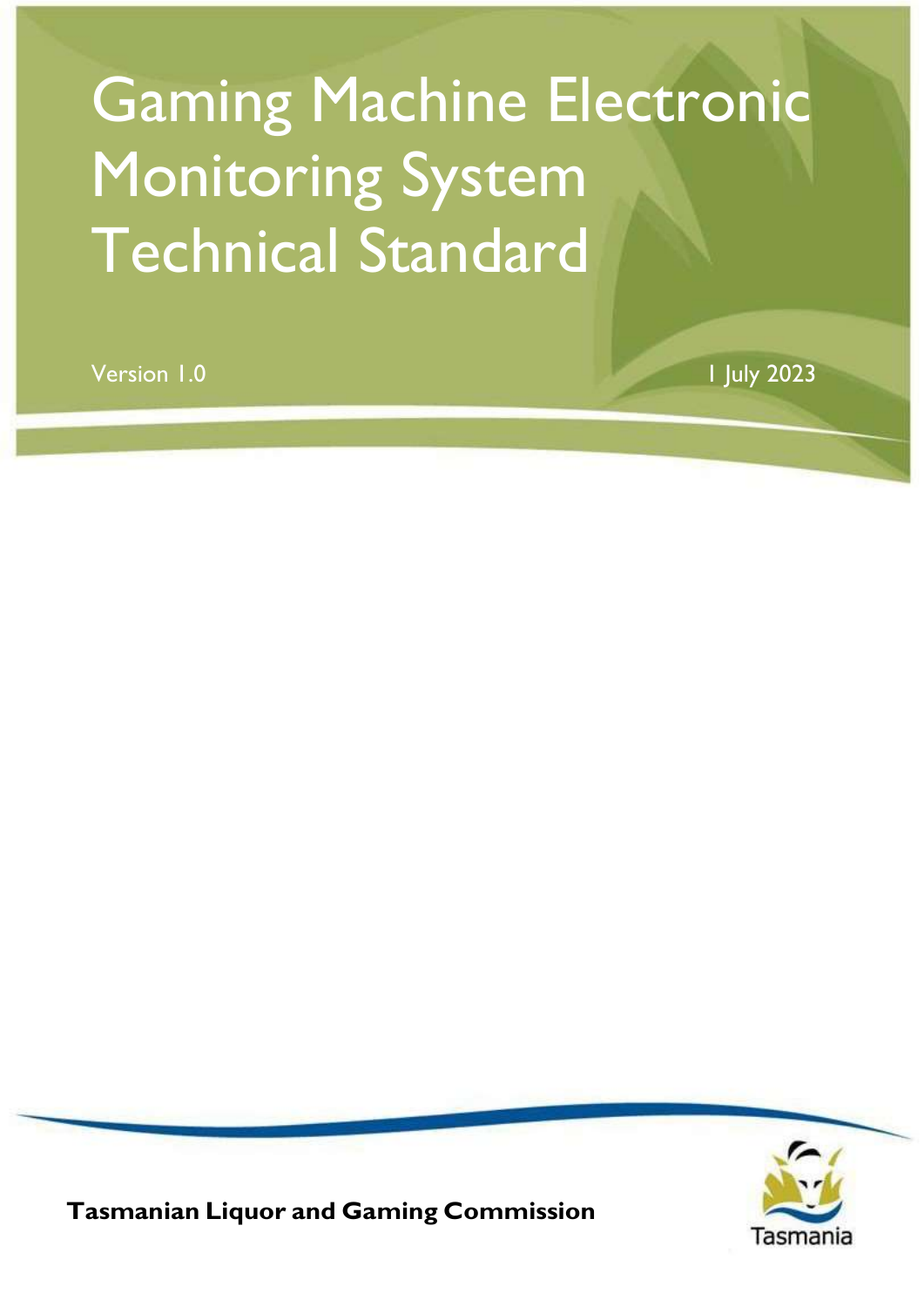# Gaming Machine Electronic Monitoring System Technical Standard

Version 1.0

1 July 2023

**Tasmanian Liquor and Gaming Commission**

Tasmania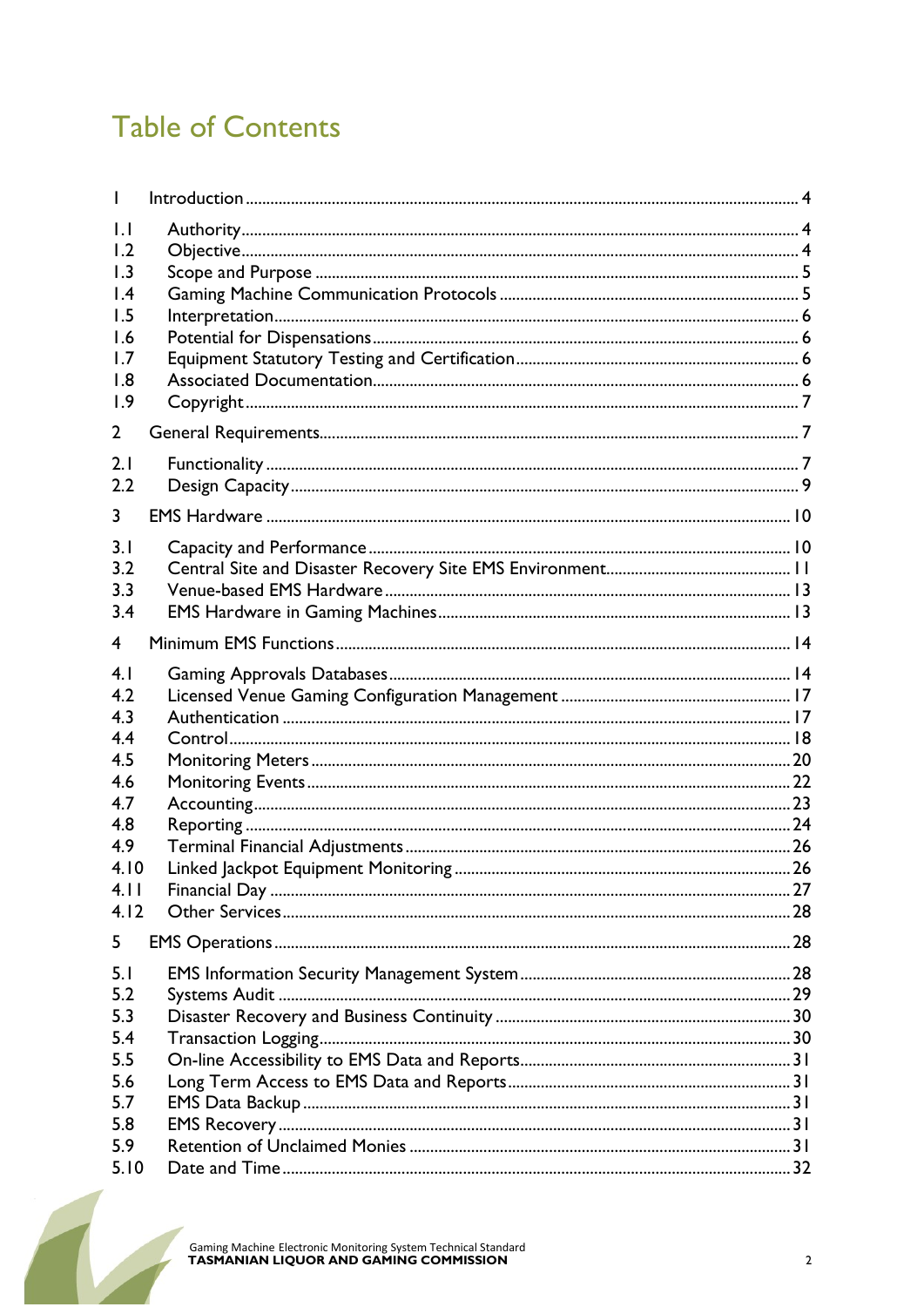# Table of Contents

1 Introduction ..... 4

1.1 Authority ..... 4
1.2 Objective ..... 4
1.3 Scope and Purpose ..... 5
1.4 Gaming Machine Communication Protocols ..... 5
1.5 Interpretation ..... 6
1.6 Potential for Dispensations ..... 6
1.7 Equipment Statutory Testing and Certification ..... 6
1.8 Associated Documentation ..... 6
1.9 Copyright ..... 7

2 General Requirements ..... 7

2.1 Functionality ..... 7
2.2 Design Capacity ..... 9

3 EMS Hardware ..... 10

3.1 Capacity and Performance ..... 10
3.2 Central Site and Disaster Recovery Site EMS Environment ..... 11
3.3 Venue-based EMS Hardware ..... 13
3.4 EMS Hardware in Gaming Machines ..... 13

4 Minimum EMS Functions ..... 14

4.1 Gaming Approvals Databases ..... 14
4.2 Licensed Venue Gaming Configuration Management ..... 17
4.3 Authentication ..... 17
4.4 Control ..... 18
4.5 Monitoring Meters ..... 20
4.6 Monitoring Events ..... 22
4.7 Accounting ..... 23
4.8 Reporting ..... 24
4.9 Terminal Financial Adjustments ..... 26
4.10 Linked Jackpot Equipment Monitoring ..... 26
4.11 Financial Day ..... 27
4.12 Other Services ..... 28

5 EMS Operations ..... 28

5.1 EMS Information Security Management System ..... 28
5.2 Systems Audit ..... 29
5.3 Disaster Recovery and Business Continuity ..... 30
5.4 Transaction Logging ..... 30
5.5 On-line Accessibility to EMS Data and Reports ..... 31
5.6 Long Term Access to EMS Data and Reports ..... 31
5.7 EMS Data Backup ..... 31
5.8 EMS Recovery ..... 31
5.9 Retention of Unclaimed Monies ..... 31
5.10 Date and Time ..... 32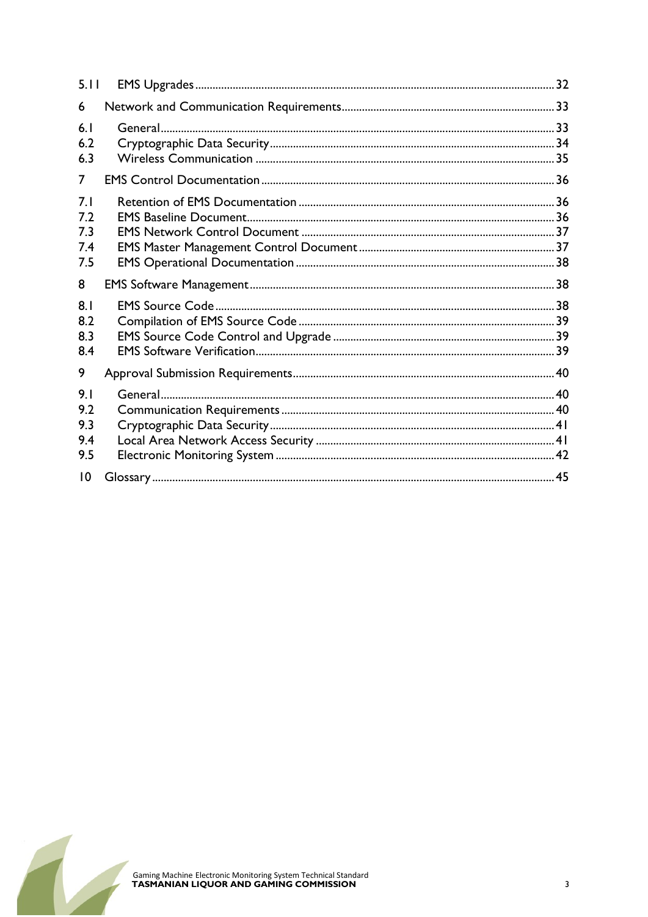| | | |
|---|---|---|
| 5.11 | EMS Upgrades | 32 |
| 6 | Network and Communication Requirements | 33 |
| 6.1 | General | 33 |
| 6.2 | Cryptographic Data Security | 34 |
| 6.3 | Wireless Communication | 35 |
| 7 | EMS Control Documentation | 36 |
| 7.1 | Retention of EMS Documentation | 36 |
| 7.2 | EMS Baseline Document | 36 |
| 7.3 | EMS Network Control Document | 37 |
| 7.4 | EMS Master Management Control Document | 37 |
| 7.5 | EMS Operational Documentation | 38 |
| 8 | EMS Software Management | 38 |
| 8.1 | EMS Source Code | 38 |
| 8.2 | Compilation of EMS Source Code | 39 |
| 8.3 | EMS Source Code Control and Upgrade | 39 |
| 8.4 | EMS Software Verification | 39 |
| 9 | Approval Submission Requirements | 40 |
| 9.1 | General | 40 |
| 9.2 | Communication Requirements | 40 |
| 9.3 | Cryptographic Data Security | 41 |
| 9.4 | Local Area Network Access Security | 41 |
| 9.5 | Electronic Monitoring System | 42 |
| 10 | Glossary | 45 |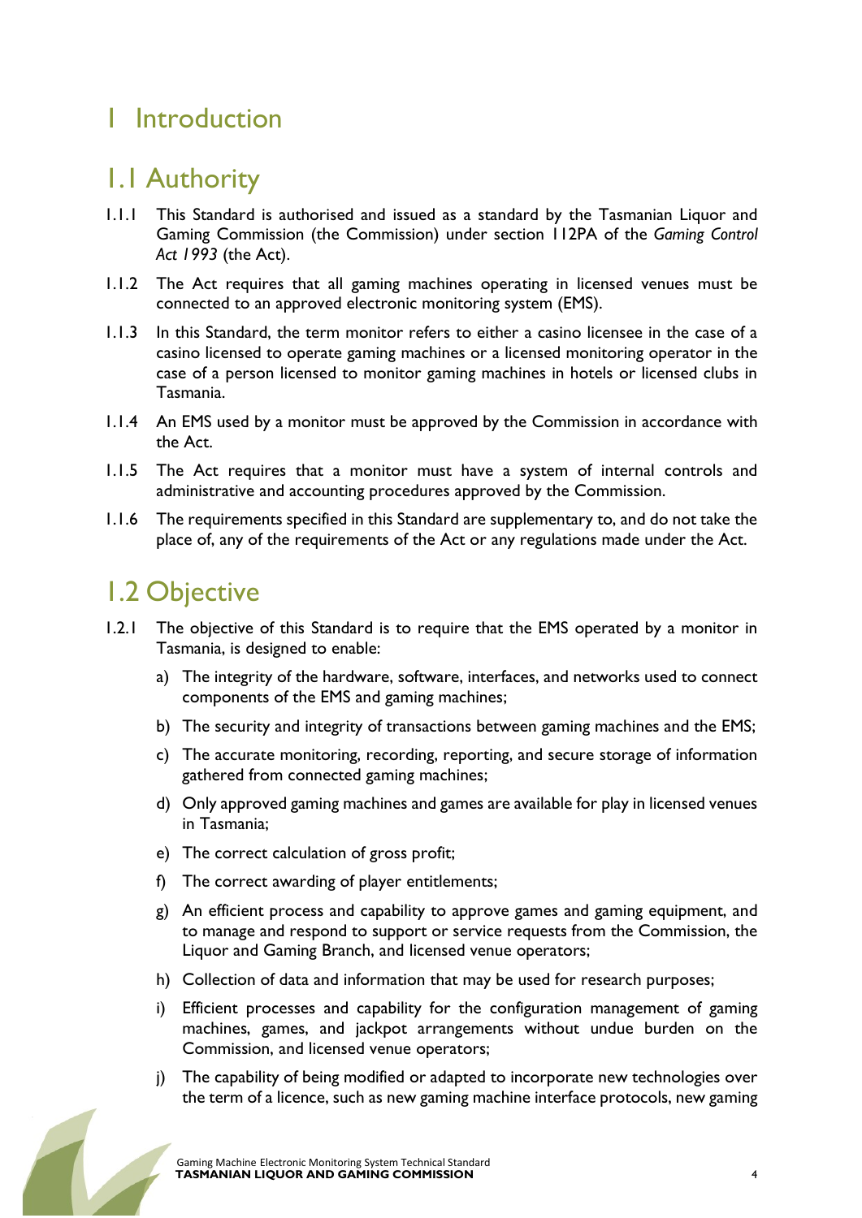# 1 Introduction

## 1.1 Authority

1.1.1 This Standard is authorised and issued as a standard by the Tasmanian Liquor and Gaming Commission (the Commission) under section 112PA of the *Gaming Control Act 1993* (the Act).

1.1.2 The Act requires that all gaming machines operating in licensed venues must be connected to an approved electronic monitoring system (EMS).

1.1.3 In this Standard, the term monitor refers to either a casino licensee in the case of a casino licensed to operate gaming machines or a licensed monitoring operator in the case of a person licensed to monitor gaming machines in hotels or licensed clubs in Tasmania.

1.1.4 An EMS used by a monitor must be approved by the Commission in accordance with the Act.

1.1.5 The Act requires that a monitor must have a system of internal controls and administrative and accounting procedures approved by the Commission.

1.1.6 The requirements specified in this Standard are supplementary to, and do not take the place of, any of the requirements of the Act or any regulations made under the Act.

## 1.2 Objective

1.2.1 The objective of this Standard is to require that the EMS operated by a monitor in Tasmania, is designed to enable:

a) The integrity of the hardware, software, interfaces, and networks used to connect components of the EMS and gaming machines;

b) The security and integrity of transactions between gaming machines and the EMS;

c) The accurate monitoring, recording, reporting, and secure storage of information gathered from connected gaming machines;

d) Only approved gaming machines and games are available for play in licensed venues in Tasmania;

e) The correct calculation of gross profit;

f) The correct awarding of player entitlements;

g) An efficient process and capability to approve games and gaming equipment, and to manage and respond to support or service requests from the Commission, the Liquor and Gaming Branch, and licensed venue operators;

h) Collection of data and information that may be used for research purposes;

i) Efficient processes and capability for the configuration management of gaming machines, games, and jackpot arrangements without undue burden on the Commission, and licensed venue operators;

j) The capability of being modified or adapted to incorporate new technologies over the term of a licence, such as new gaming machine interface protocols, new gaming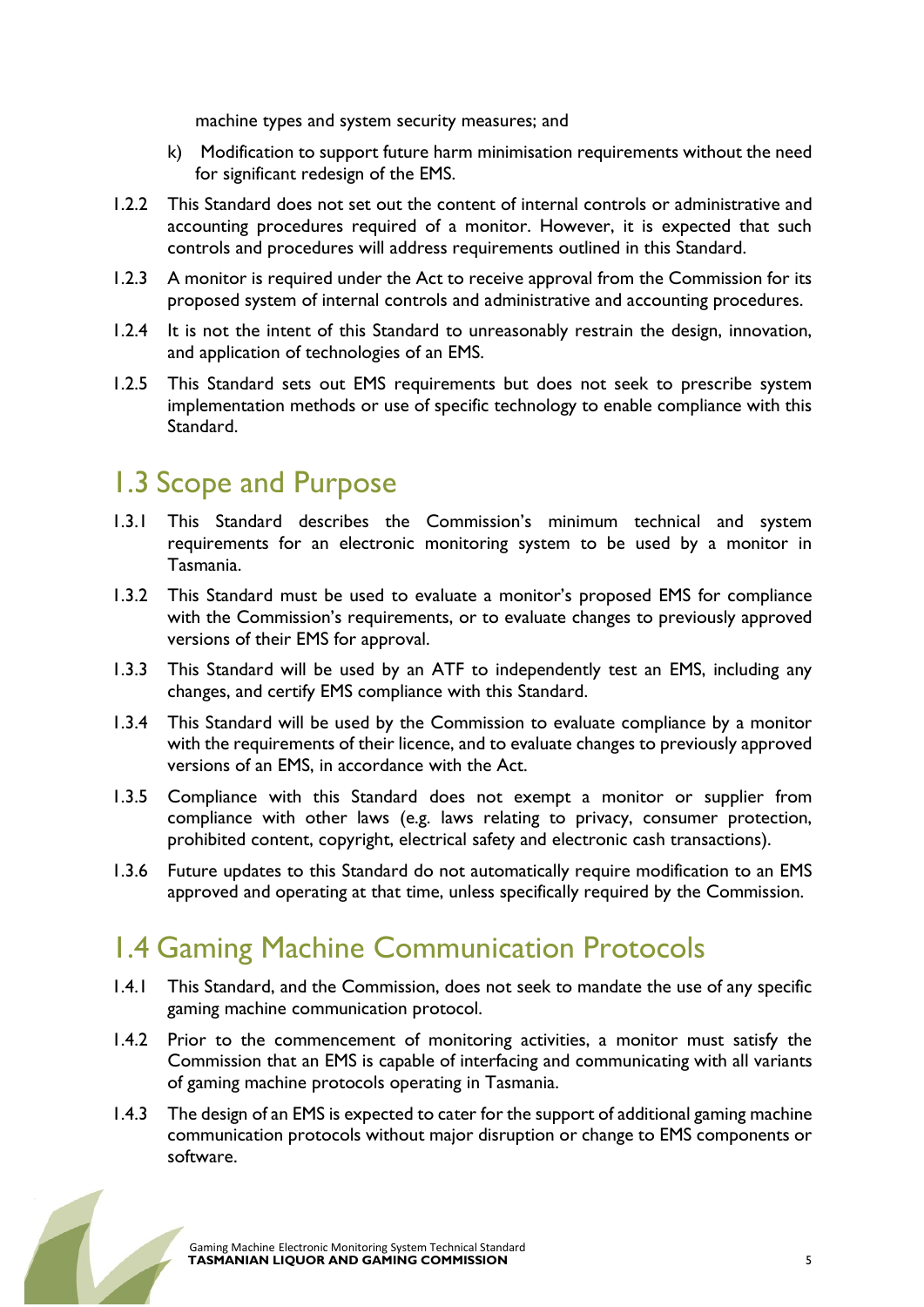machine types and system security measures; and

k) Modification to support future harm minimisation requirements without the need for significant redesign of the EMS.

1.2.2 This Standard does not set out the content of internal controls or administrative and accounting procedures required of a monitor. However, it is expected that such controls and procedures will address requirements outlined in this Standard.

1.2.3 A monitor is required under the Act to receive approval from the Commission for its proposed system of internal controls and administrative and accounting procedures.

1.2.4 It is not the intent of this Standard to unreasonably restrain the design, innovation, and application of technologies of an EMS.

1.2.5 This Standard sets out EMS requirements but does not seek to prescribe system implementation methods or use of specific technology to enable compliance with this Standard.

## 1.3 Scope and Purpose

1.3.1 This Standard describes the Commission's minimum technical and system requirements for an electronic monitoring system to be used by a monitor in Tasmania.

1.3.2 This Standard must be used to evaluate a monitor's proposed EMS for compliance with the Commission's requirements, or to evaluate changes to previously approved versions of their EMS for approval.

1.3.3 This Standard will be used by an ATF to independently test an EMS, including any changes, and certify EMS compliance with this Standard.

1.3.4 This Standard will be used by the Commission to evaluate compliance by a monitor with the requirements of their licence, and to evaluate changes to previously approved versions of an EMS, in accordance with the Act.

1.3.5 Compliance with this Standard does not exempt a monitor or supplier from compliance with other laws (e.g. laws relating to privacy, consumer protection, prohibited content, copyright, electrical safety and electronic cash transactions).

1.3.6 Future updates to this Standard do not automatically require modification to an EMS approved and operating at that time, unless specifically required by the Commission.

## 1.4 Gaming Machine Communication Protocols

1.4.1 This Standard, and the Commission, does not seek to mandate the use of any specific gaming machine communication protocol.

1.4.2 Prior to the commencement of monitoring activities, a monitor must satisfy the Commission that an EMS is capable of interfacing and communicating with all variants of gaming machine protocols operating in Tasmania.

1.4.3 The design of an EMS is expected to cater for the support of additional gaming machine communication protocols without major disruption or change to EMS components or software.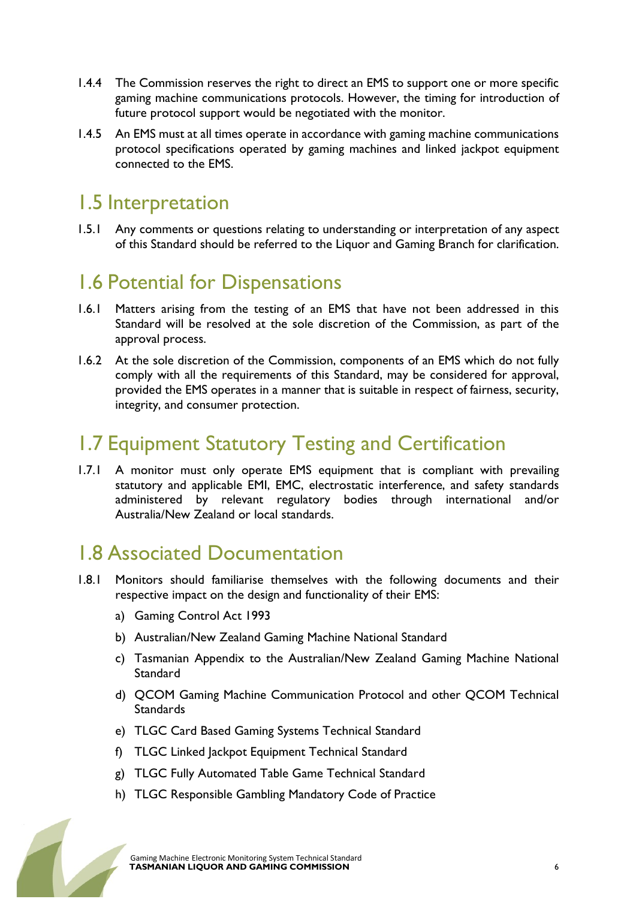1.4.4 The Commission reserves the right to direct an EMS to support one or more specific gaming machine communications protocols. However, the timing for introduction of future protocol support would be negotiated with the monitor.

1.4.5 An EMS must at all times operate in accordance with gaming machine communications protocol specifications operated by gaming machines and linked jackpot equipment connected to the EMS.

## 1.5 Interpretation

1.5.1 Any comments or questions relating to understanding or interpretation of any aspect of this Standard should be referred to the Liquor and Gaming Branch for clarification.

## 1.6 Potential for Dispensations

1.6.1 Matters arising from the testing of an EMS that have not been addressed in this Standard will be resolved at the sole discretion of the Commission, as part of the approval process.

1.6.2 At the sole discretion of the Commission, components of an EMS which do not fully comply with all the requirements of this Standard, may be considered for approval, provided the EMS operates in a manner that is suitable in respect of fairness, security, integrity, and consumer protection.

## 1.7 Equipment Statutory Testing and Certification

1.7.1 A monitor must only operate EMS equipment that is compliant with prevailing statutory and applicable EMI, EMC, electrostatic interference, and safety standards administered by relevant regulatory bodies through international and/or Australia/New Zealand or local standards.

## 1.8 Associated Documentation

1.8.1 Monitors should familiarise themselves with the following documents and their respective impact on the design and functionality of their EMS:

a) Gaming Control Act 1993

b) Australian/New Zealand Gaming Machine National Standard

c) Tasmanian Appendix to the Australian/New Zealand Gaming Machine National Standard

d) QCOM Gaming Machine Communication Protocol and other QCOM Technical Standards

e) TLGC Card Based Gaming Systems Technical Standard

f) TLGC Linked Jackpot Equipment Technical Standard

g) TLGC Fully Automated Table Game Technical Standard

h) TLGC Responsible Gambling Mandatory Code of Practice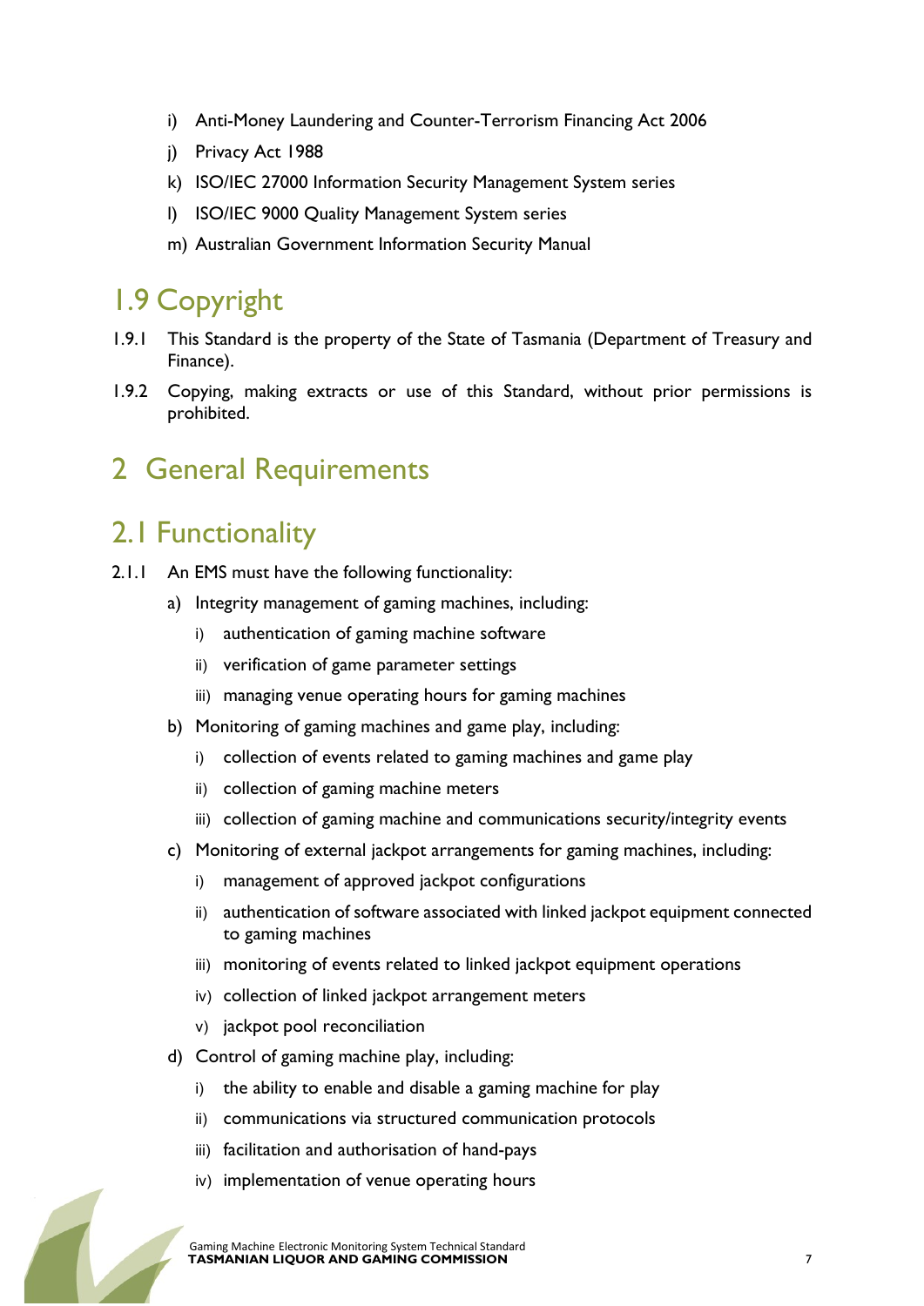i) Anti-Money Laundering and Counter-Terrorism Financing Act 2006
j) Privacy Act 1988
k) ISO/IEC 27000 Information Security Management System series
l) ISO/IEC 9000 Quality Management System series
m) Australian Government Information Security Manual

## 1.9 Copyright

1.9.1 This Standard is the property of the State of Tasmania (Department of Treasury and Finance).

1.9.2 Copying, making extracts or use of this Standard, without prior permissions is prohibited.

# 2 General Requirements

## 2.1 Functionality

2.1.1 An EMS must have the following functionality:

- a) Integrity management of gaming machines, including:
  - i) authentication of gaming machine software
  - ii) verification of game parameter settings
  - iii) managing venue operating hours for gaming machines
- b) Monitoring of gaming machines and game play, including:
  - i) collection of events related to gaming machines and game play
  - ii) collection of gaming machine meters
  - iii) collection of gaming machine and communications security/integrity events
- c) Monitoring of external jackpot arrangements for gaming machines, including:
  - i) management of approved jackpot configurations
  - ii) authentication of software associated with linked jackpot equipment connected to gaming machines
  - iii) monitoring of events related to linked jackpot equipment operations
  - iv) collection of linked jackpot arrangement meters
  - v) jackpot pool reconciliation
- d) Control of gaming machine play, including:
  - i) the ability to enable and disable a gaming machine for play
  - ii) communications via structured communication protocols
  - iii) facilitation and authorisation of hand-pays
  - iv) implementation of venue operating hours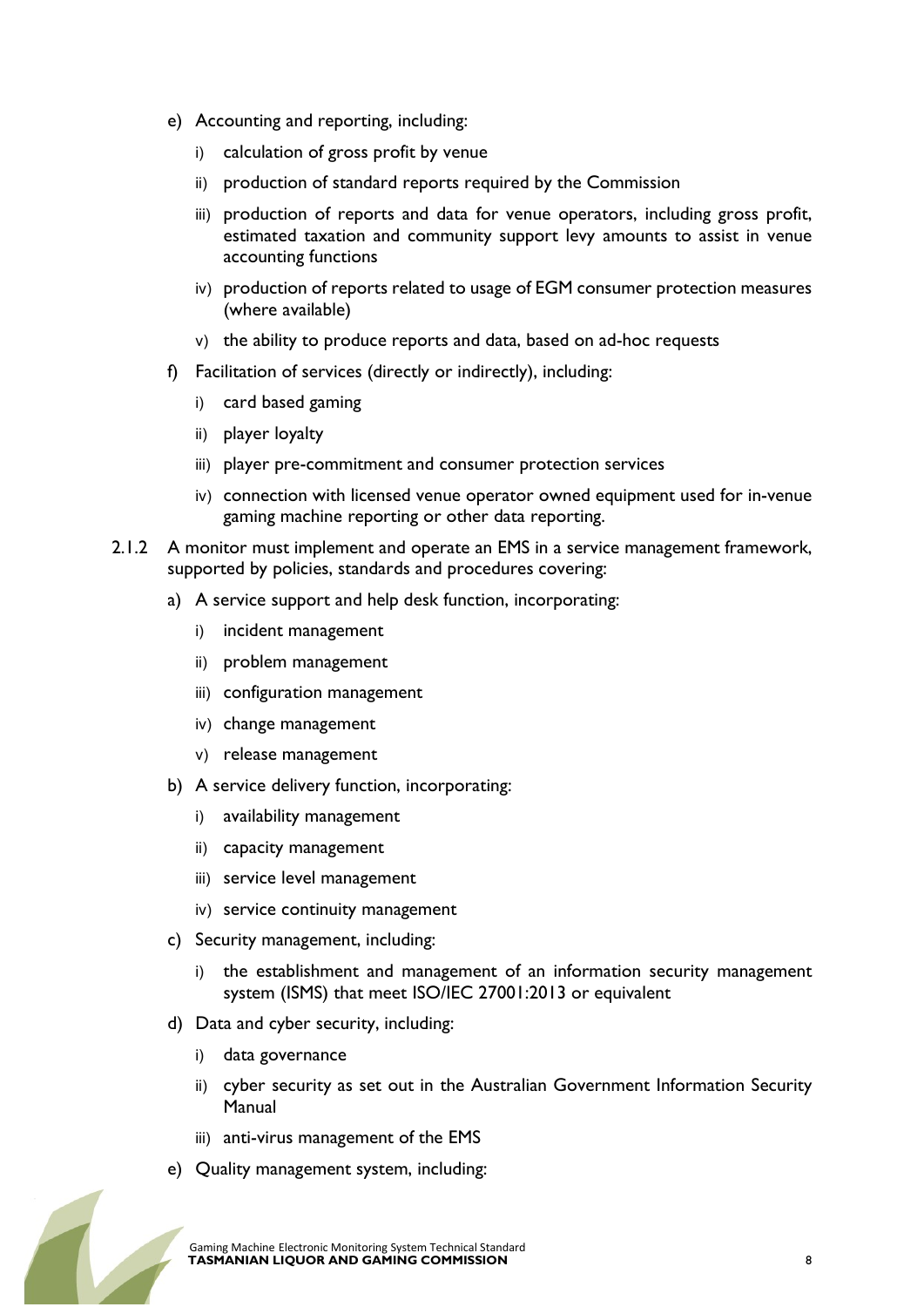e) Accounting and reporting, including:

   i) calculation of gross profit by venue

   ii) production of standard reports required by the Commission

   iii) production of reports and data for venue operators, including gross profit, estimated taxation and community support levy amounts to assist in venue accounting functions

   iv) production of reports related to usage of EGM consumer protection measures (where available)

   v) the ability to produce reports and data, based on ad-hoc requests

f) Facilitation of services (directly or indirectly), including:

   i) card based gaming

   ii) player loyalty

   iii) player pre-commitment and consumer protection services

   iv) connection with licensed venue operator owned equipment used for in-venue gaming machine reporting or other data reporting.

2.1.2 A monitor must implement and operate an EMS in a service management framework, supported by policies, standards and procedures covering:

a) A service support and help desk function, incorporating:

   i) incident management

   ii) problem management

   iii) configuration management

   iv) change management

   v) release management

b) A service delivery function, incorporating:

   i) availability management

   ii) capacity management

   iii) service level management

   iv) service continuity management

c) Security management, including:

   i) the establishment and management of an information security management system (ISMS) that meet ISO/IEC 27001:2013 or equivalent

d) Data and cyber security, including:

   i) data governance

   ii) cyber security as set out in the Australian Government Information Security Manual

   iii) anti-virus management of the EMS

e) Quality management system, including: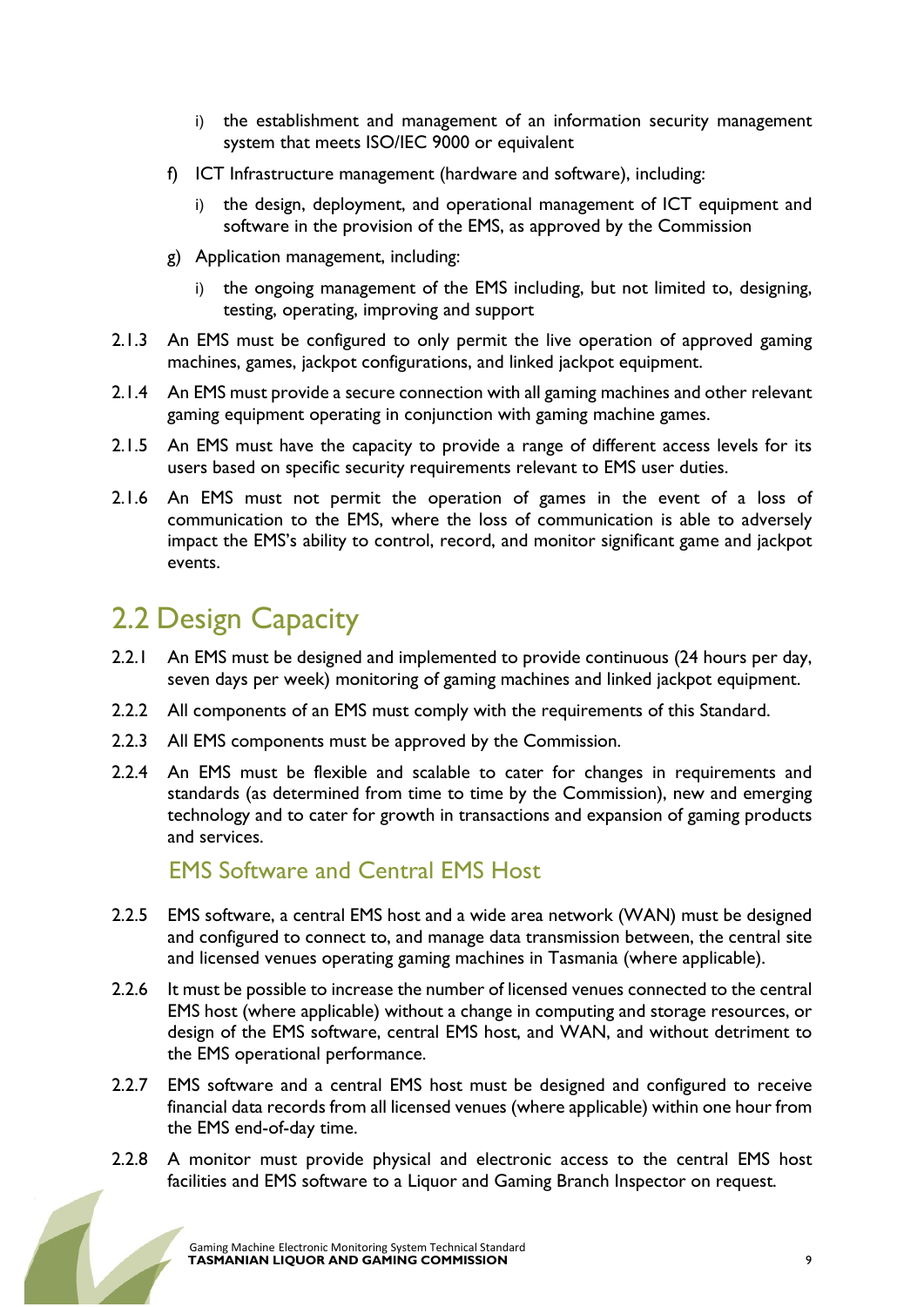i) the establishment and management of an information security management system that meets ISO/IEC 9000 or equivalent

f) ICT Infrastructure management (hardware and software), including:

   i) the design, deployment, and operational management of ICT equipment and software in the provision of the EMS, as approved by the Commission

g) Application management, including:

   i) the ongoing management of the EMS including, but not limited to, designing, testing, operating, improving and support

2.1.3 An EMS must be configured to only permit the live operation of approved gaming machines, games, jackpot configurations, and linked jackpot equipment.

2.1.4 An EMS must provide a secure connection with all gaming machines and other relevant gaming equipment operating in conjunction with gaming machine games.

2.1.5 An EMS must have the capacity to provide a range of different access levels for its users based on specific security requirements relevant to EMS user duties.

2.1.6 An EMS must not permit the operation of games in the event of a loss of communication to the EMS, where the loss of communication is able to adversely impact the EMS's ability to control, record, and monitor significant game and jackpot events.

## 2.2 Design Capacity

2.2.1 An EMS must be designed and implemented to provide continuous (24 hours per day, seven days per week) monitoring of gaming machines and linked jackpot equipment.

2.2.2 All components of an EMS must comply with the requirements of this Standard.

2.2.3 All EMS components must be approved by the Commission.

2.2.4 An EMS must be flexible and scalable to cater for changes in requirements and standards (as determined from time to time by the Commission), new and emerging technology and to cater for growth in transactions and expansion of gaming products and services.

### EMS Software and Central EMS Host

2.2.5 EMS software, a central EMS host and a wide area network (WAN) must be designed and configured to connect to, and manage data transmission between, the central site and licensed venues operating gaming machines in Tasmania (where applicable).

2.2.6 It must be possible to increase the number of licensed venues connected to the central EMS host (where applicable) without a change in computing and storage resources, or design of the EMS software, central EMS host, and WAN, and without detriment to the EMS operational performance.

2.2.7 EMS software and a central EMS host must be designed and configured to receive financial data records from all licensed venues (where applicable) within one hour from the EMS end-of-day time.

2.2.8 A monitor must provide physical and electronic access to the central EMS host facilities and EMS software to a Liquor and Gaming Branch Inspector on request.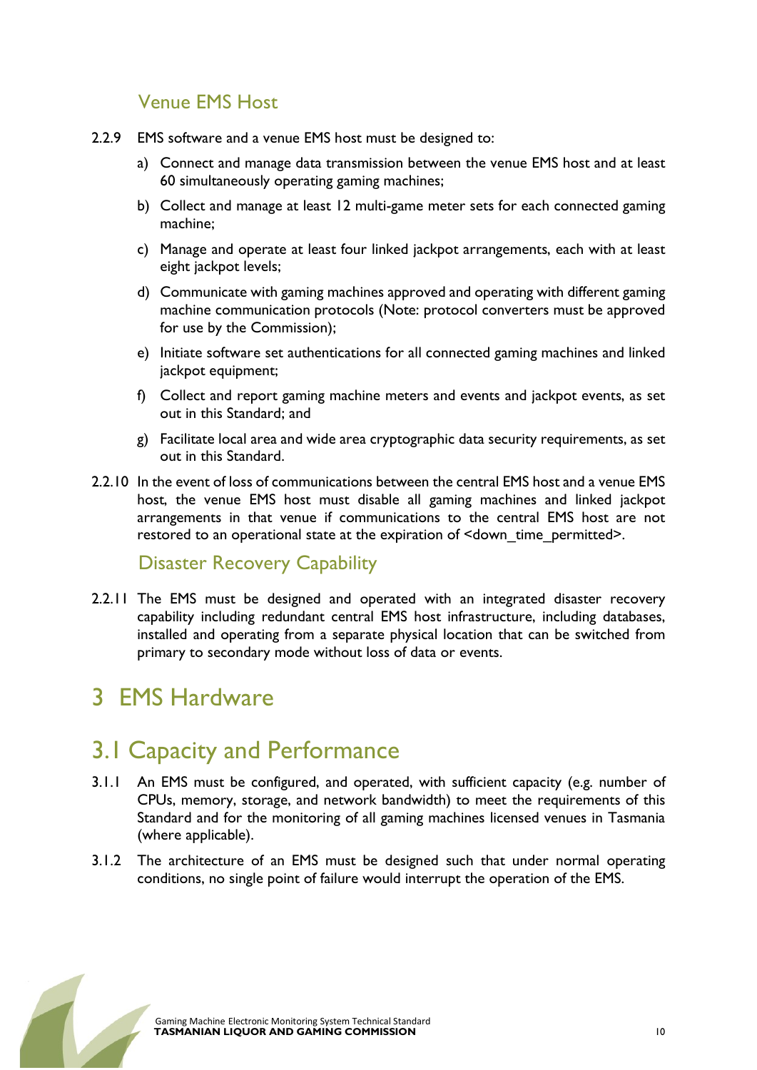### Venue EMS Host

2.2.9 EMS software and a venue EMS host must be designed to:

a) Connect and manage data transmission between the venue EMS host and at least 60 simultaneously operating gaming machines;

b) Collect and manage at least 12 multi-game meter sets for each connected gaming machine;

c) Manage and operate at least four linked jackpot arrangements, each with at least eight jackpot levels;

d) Communicate with gaming machines approved and operating with different gaming machine communication protocols (Note: protocol converters must be approved for use by the Commission);

e) Initiate software set authentications for all connected gaming machines and linked jackpot equipment;

f) Collect and report gaming machine meters and events and jackpot events, as set out in this Standard; and

g) Facilitate local area and wide area cryptographic data security requirements, as set out in this Standard.

2.2.10 In the event of loss of communications between the central EMS host and a venue EMS host, the venue EMS host must disable all gaming machines and linked jackpot arrangements in that venue if communications to the central EMS host are not restored to an operational state at the expiration of <down_time_permitted>.

### Disaster Recovery Capability

2.2.11 The EMS must be designed and operated with an integrated disaster recovery capability including redundant central EMS host infrastructure, including databases, installed and operating from a separate physical location that can be switched from primary to secondary mode without loss of data or events.

# 3 EMS Hardware

## 3.1 Capacity and Performance

3.1.1 An EMS must be configured, and operated, with sufficient capacity (e.g. number of CPUs, memory, storage, and network bandwidth) to meet the requirements of this Standard and for the monitoring of all gaming machines licensed venues in Tasmania (where applicable).

3.1.2 The architecture of an EMS must be designed such that under normal operating conditions, no single point of failure would interrupt the operation of the EMS.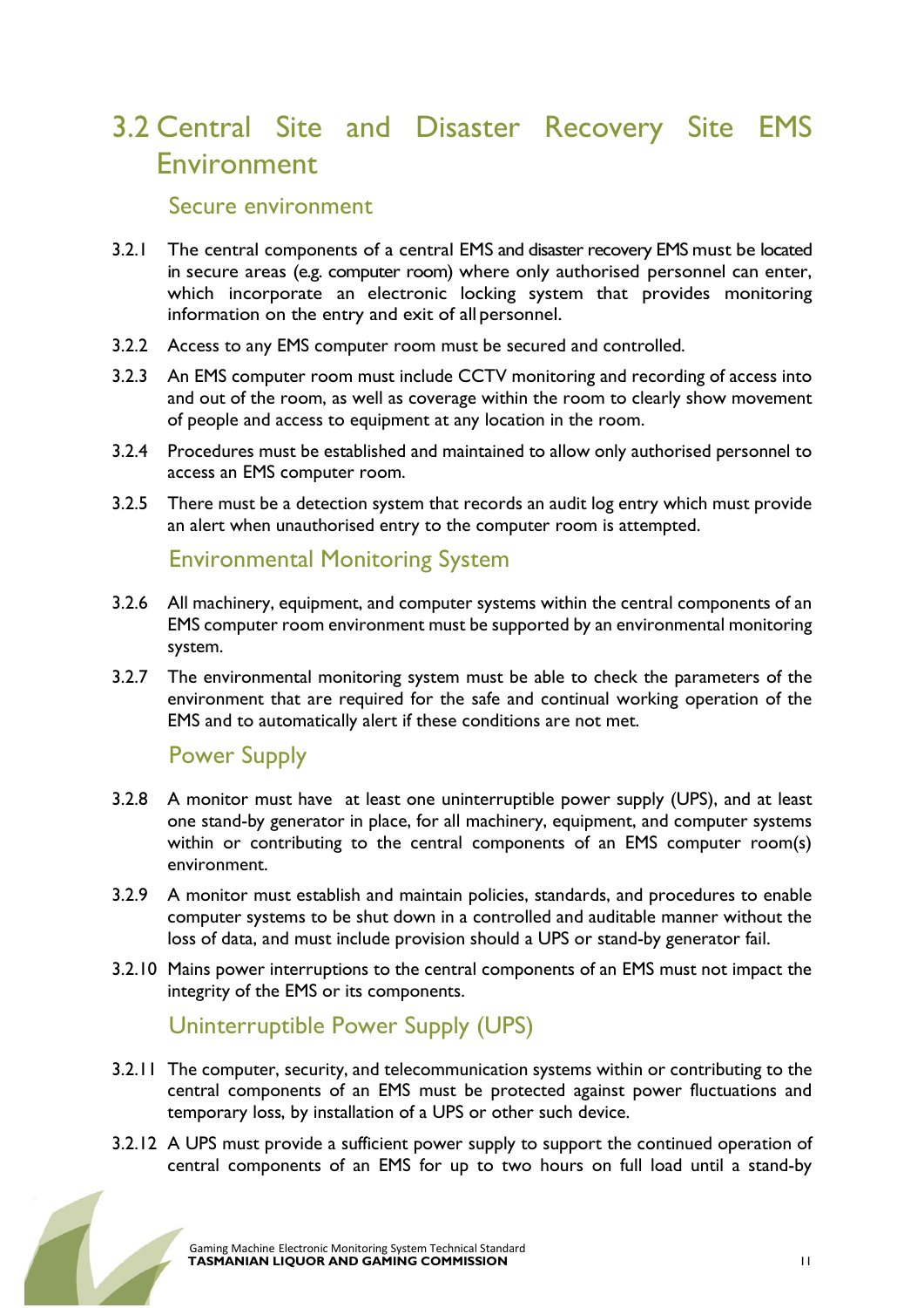## 3.2 Central Site and Disaster Recovery Site EMS Environment

### Secure environment

3.2.1 The central components of a central EMS and disaster recovery EMS must be located in secure areas (e.g. computer room) where only authorised personnel can enter, which incorporate an electronic locking system that provides monitoring information on the entry and exit of all personnel.

3.2.2 Access to any EMS computer room must be secured and controlled.

3.2.3 An EMS computer room must include CCTV monitoring and recording of access into and out of the room, as well as coverage within the room to clearly show movement of people and access to equipment at any location in the room.

3.2.4 Procedures must be established and maintained to allow only authorised personnel to access an EMS computer room.

3.2.5 There must be a detection system that records an audit log entry which must provide an alert when unauthorised entry to the computer room is attempted.

### Environmental Monitoring System

3.2.6 All machinery, equipment, and computer systems within the central components of an EMS computer room environment must be supported by an environmental monitoring system.

3.2.7 The environmental monitoring system must be able to check the parameters of the environment that are required for the safe and continual working operation of the EMS and to automatically alert if these conditions are not met.

### Power Supply

3.2.8 A monitor must have at least one uninterruptible power supply (UPS), and at least one stand-by generator in place, for all machinery, equipment, and computer systems within or contributing to the central components of an EMS computer room(s) environment.

3.2.9 A monitor must establish and maintain policies, standards, and procedures to enable computer systems to be shut down in a controlled and auditable manner without the loss of data, and must include provision should a UPS or stand-by generator fail.

3.2.10 Mains power interruptions to the central components of an EMS must not impact the integrity of the EMS or its components.

### Uninterruptible Power Supply (UPS)

3.2.11 The computer, security, and telecommunication systems within or contributing to the central components of an EMS must be protected against power fluctuations and temporary loss, by installation of a UPS or other such device.

3.2.12 A UPS must provide a sufficient power supply to support the continued operation of central components of an EMS for up to two hours on full load until a stand-by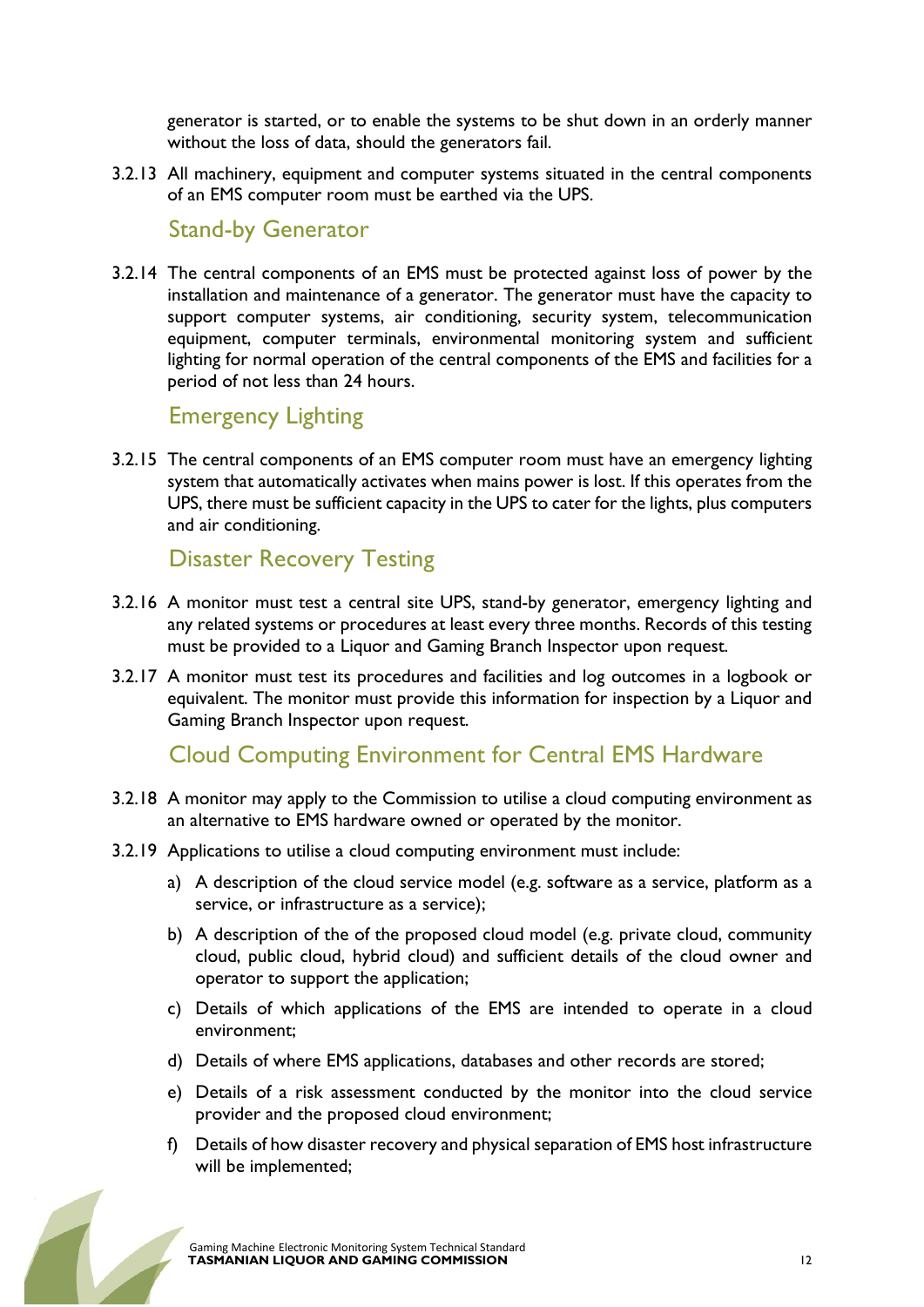generator is started, or to enable the systems to be shut down in an orderly manner without the loss of data, should the generators fail.

3.2.13 All machinery, equipment and computer systems situated in the central components of an EMS computer room must be earthed via the UPS.

### Stand-by Generator

3.2.14 The central components of an EMS must be protected against loss of power by the installation and maintenance of a generator. The generator must have the capacity to support computer systems, air conditioning, security system, telecommunication equipment, computer terminals, environmental monitoring system and sufficient lighting for normal operation of the central components of the EMS and facilities for a period of not less than 24 hours.

### Emergency Lighting

3.2.15 The central components of an EMS computer room must have an emergency lighting system that automatically activates when mains power is lost. If this operates from the UPS, there must be sufficient capacity in the UPS to cater for the lights, plus computers and air conditioning.

### Disaster Recovery Testing

3.2.16 A monitor must test a central site UPS, stand-by generator, emergency lighting and any related systems or procedures at least every three months. Records of this testing must be provided to a Liquor and Gaming Branch Inspector upon request.

3.2.17 A monitor must test its procedures and facilities and log outcomes in a logbook or equivalent. The monitor must provide this information for inspection by a Liquor and Gaming Branch Inspector upon request.

### Cloud Computing Environment for Central EMS Hardware

3.2.18 A monitor may apply to the Commission to utilise a cloud computing environment as an alternative to EMS hardware owned or operated by the monitor.

3.2.19 Applications to utilise a cloud computing environment must include:

a) A description of the cloud service model (e.g. software as a service, platform as a service, or infrastructure as a service);

b) A description of the of the proposed cloud model (e.g. private cloud, community cloud, public cloud, hybrid cloud) and sufficient details of the cloud owner and operator to support the application;

c) Details of which applications of the EMS are intended to operate in a cloud environment;

d) Details of where EMS applications, databases and other records are stored;

e) Details of a risk assessment conducted by the monitor into the cloud service provider and the proposed cloud environment;

f) Details of how disaster recovery and physical separation of EMS host infrastructure will be implemented;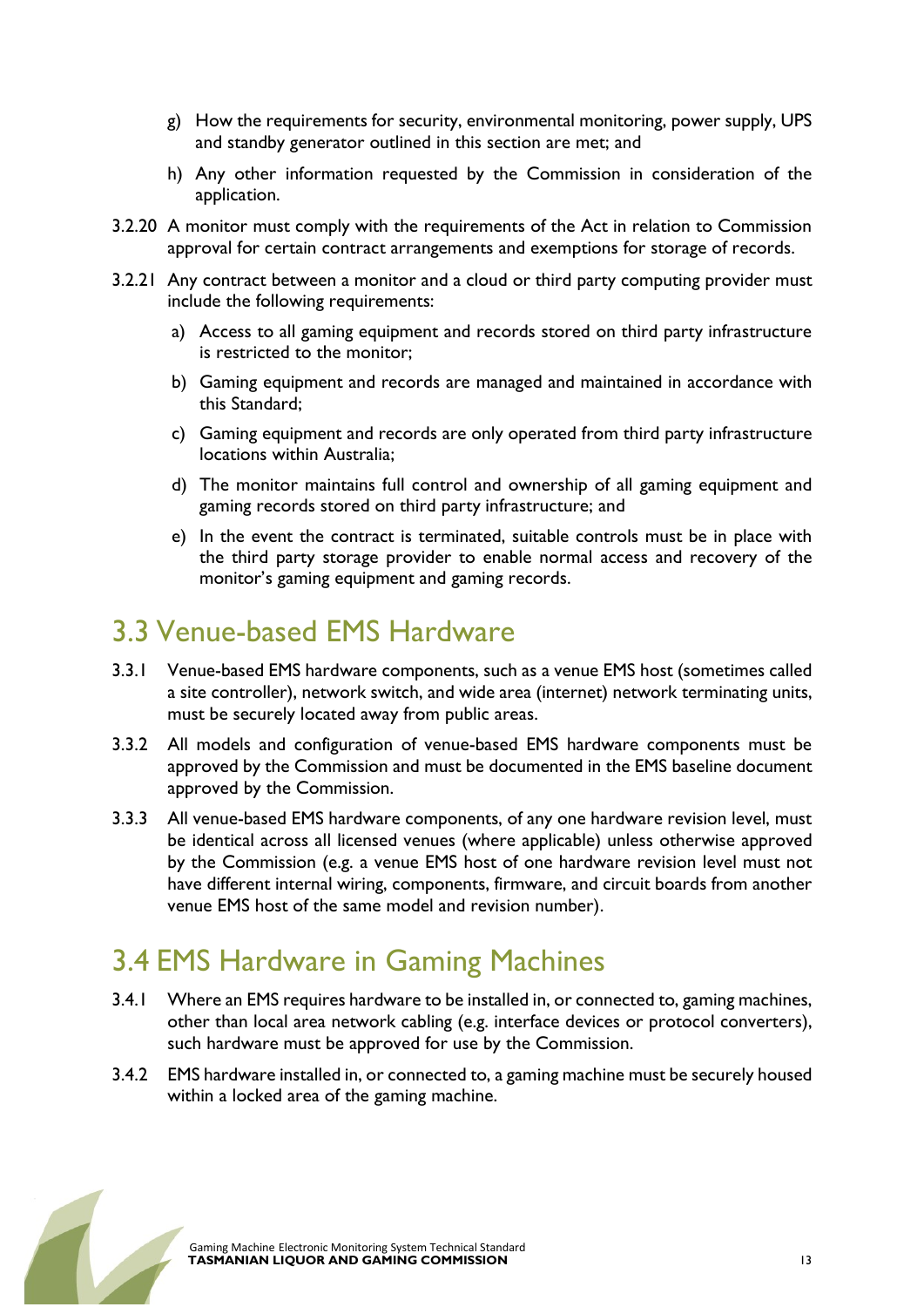g) How the requirements for security, environmental monitoring, power supply, UPS and standby generator outlined in this section are met; and

h) Any other information requested by the Commission in consideration of the application.

3.2.20 A monitor must comply with the requirements of the Act in relation to Commission approval for certain contract arrangements and exemptions for storage of records.

3.2.21 Any contract between a monitor and a cloud or third party computing provider must include the following requirements:

a) Access to all gaming equipment and records stored on third party infrastructure is restricted to the monitor;

b) Gaming equipment and records are managed and maintained in accordance with this Standard;

c) Gaming equipment and records are only operated from third party infrastructure locations within Australia;

d) The monitor maintains full control and ownership of all gaming equipment and gaming records stored on third party infrastructure; and

e) In the event the contract is terminated, suitable controls must be in place with the third party storage provider to enable normal access and recovery of the monitor's gaming equipment and gaming records.

## 3.3 Venue-based EMS Hardware

3.3.1 Venue-based EMS hardware components, such as a venue EMS host (sometimes called a site controller), network switch, and wide area (internet) network terminating units, must be securely located away from public areas.

3.3.2 All models and configuration of venue-based EMS hardware components must be approved by the Commission and must be documented in the EMS baseline document approved by the Commission.

3.3.3 All venue-based EMS hardware components, of any one hardware revision level, must be identical across all licensed venues (where applicable) unless otherwise approved by the Commission (e.g. a venue EMS host of one hardware revision level must not have different internal wiring, components, firmware, and circuit boards from another venue EMS host of the same model and revision number).

## 3.4 EMS Hardware in Gaming Machines

3.4.1 Where an EMS requires hardware to be installed in, or connected to, gaming machines, other than local area network cabling (e.g. interface devices or protocol converters), such hardware must be approved for use by the Commission.

3.4.2 EMS hardware installed in, or connected to, a gaming machine must be securely housed within a locked area of the gaming machine.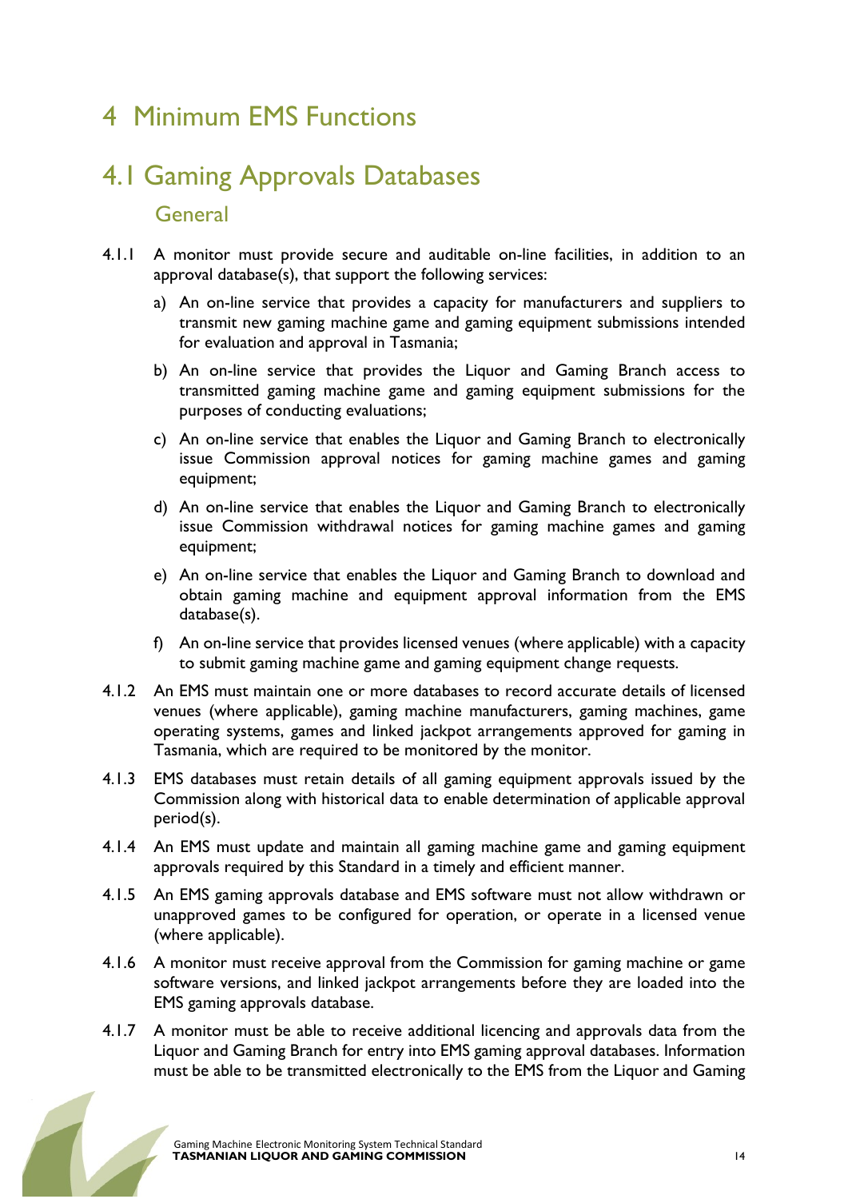# 4 Minimum EMS Functions

## 4.1 Gaming Approvals Databases

### General

4.1.1 A monitor must provide secure and auditable on-line facilities, in addition to an approval database(s), that support the following services:

a) An on-line service that provides a capacity for manufacturers and suppliers to transmit new gaming machine game and gaming equipment submissions intended for evaluation and approval in Tasmania;

b) An on-line service that provides the Liquor and Gaming Branch access to transmitted gaming machine game and gaming equipment submissions for the purposes of conducting evaluations;

c) An on-line service that enables the Liquor and Gaming Branch to electronically issue Commission approval notices for gaming machine games and gaming equipment;

d) An on-line service that enables the Liquor and Gaming Branch to electronically issue Commission withdrawal notices for gaming machine games and gaming equipment;

e) An on-line service that enables the Liquor and Gaming Branch to download and obtain gaming machine and equipment approval information from the EMS database(s).

f) An on-line service that provides licensed venues (where applicable) with a capacity to submit gaming machine game and gaming equipment change requests.

4.1.2 An EMS must maintain one or more databases to record accurate details of licensed venues (where applicable), gaming machine manufacturers, gaming machines, game operating systems, games and linked jackpot arrangements approved for gaming in Tasmania, which are required to be monitored by the monitor.

4.1.3 EMS databases must retain details of all gaming equipment approvals issued by the Commission along with historical data to enable determination of applicable approval period(s).

4.1.4 An EMS must update and maintain all gaming machine game and gaming equipment approvals required by this Standard in a timely and efficient manner.

4.1.5 An EMS gaming approvals database and EMS software must not allow withdrawn or unapproved games to be configured for operation, or operate in a licensed venue (where applicable).

4.1.6 A monitor must receive approval from the Commission for gaming machine or game software versions, and linked jackpot arrangements before they are loaded into the EMS gaming approvals database.

4.1.7 A monitor must be able to receive additional licencing and approvals data from the Liquor and Gaming Branch for entry into EMS gaming approval databases. Information must be able to be transmitted electronically to the EMS from the Liquor and Gaming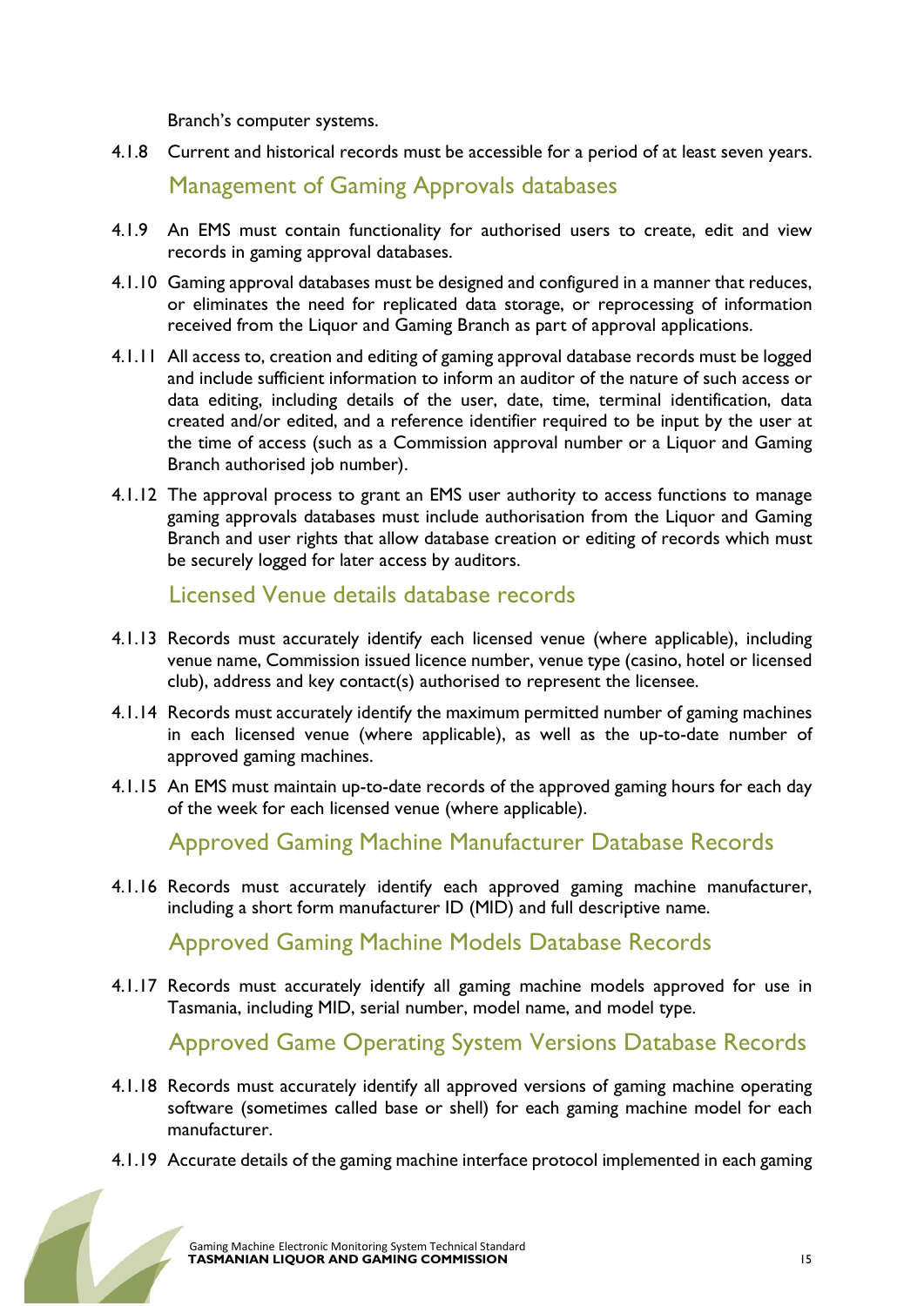Branch's computer systems.

4.1.8 Current and historical records must be accessible for a period of at least seven years.

### Management of Gaming Approvals databases

4.1.9 An EMS must contain functionality for authorised users to create, edit and view records in gaming approval databases.

4.1.10 Gaming approval databases must be designed and configured in a manner that reduces, or eliminates the need for replicated data storage, or reprocessing of information received from the Liquor and Gaming Branch as part of approval applications.

4.1.11 All access to, creation and editing of gaming approval database records must be logged and include sufficient information to inform an auditor of the nature of such access or data editing, including details of the user, date, time, terminal identification, data created and/or edited, and a reference identifier required to be input by the user at the time of access (such as a Commission approval number or a Liquor and Gaming Branch authorised job number).

4.1.12 The approval process to grant an EMS user authority to access functions to manage gaming approvals databases must include authorisation from the Liquor and Gaming Branch and user rights that allow database creation or editing of records which must be securely logged for later access by auditors.

### Licensed Venue details database records

4.1.13 Records must accurately identify each licensed venue (where applicable), including venue name, Commission issued licence number, venue type (casino, hotel or licensed club), address and key contact(s) authorised to represent the licensee.

4.1.14 Records must accurately identify the maximum permitted number of gaming machines in each licensed venue (where applicable), as well as the up-to-date number of approved gaming machines.

4.1.15 An EMS must maintain up-to-date records of the approved gaming hours for each day of the week for each licensed venue (where applicable).

### Approved Gaming Machine Manufacturer Database Records

4.1.16 Records must accurately identify each approved gaming machine manufacturer, including a short form manufacturer ID (MID) and full descriptive name.

### Approved Gaming Machine Models Database Records

4.1.17 Records must accurately identify all gaming machine models approved for use in Tasmania, including MID, serial number, model name, and model type.

### Approved Game Operating System Versions Database Records

4.1.18 Records must accurately identify all approved versions of gaming machine operating software (sometimes called base or shell) for each gaming machine model for each manufacturer.

4.1.19 Accurate details of the gaming machine interface protocol implemented in each gaming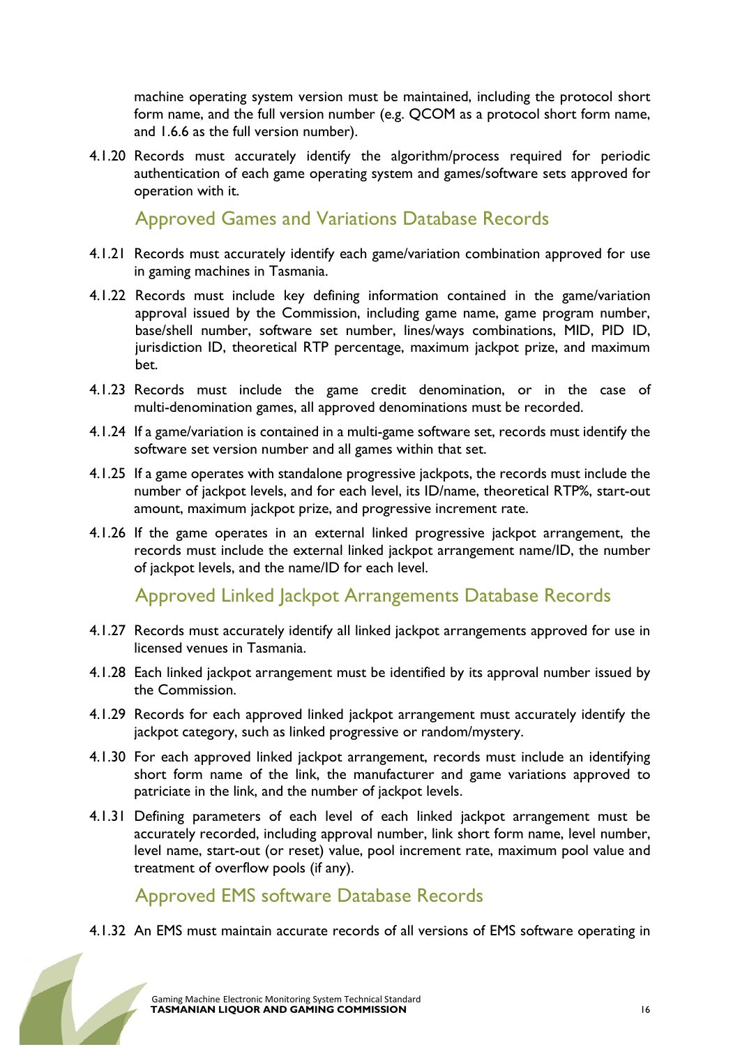machine operating system version must be maintained, including the protocol short form name, and the full version number (e.g. QCOM as a protocol short form name, and 1.6.6 as the full version number).

4.1.20 Records must accurately identify the algorithm/process required for periodic authentication of each game operating system and games/software sets approved for operation with it.

## Approved Games and Variations Database Records

4.1.21 Records must accurately identify each game/variation combination approved for use in gaming machines in Tasmania.

4.1.22 Records must include key defining information contained in the game/variation approval issued by the Commission, including game name, game program number, base/shell number, software set number, lines/ways combinations, MID, PID ID, jurisdiction ID, theoretical RTP percentage, maximum jackpot prize, and maximum bet.

4.1.23 Records must include the game credit denomination, or in the case of multi-denomination games, all approved denominations must be recorded.

4.1.24 If a game/variation is contained in a multi-game software set, records must identify the software set version number and all games within that set.

4.1.25 If a game operates with standalone progressive jackpots, the records must include the number of jackpot levels, and for each level, its ID/name, theoretical RTP%, start-out amount, maximum jackpot prize, and progressive increment rate.

4.1.26 If the game operates in an external linked progressive jackpot arrangement, the records must include the external linked jackpot arrangement name/ID, the number of jackpot levels, and the name/ID for each level.

## Approved Linked Jackpot Arrangements Database Records

4.1.27 Records must accurately identify all linked jackpot arrangements approved for use in licensed venues in Tasmania.

4.1.28 Each linked jackpot arrangement must be identified by its approval number issued by the Commission.

4.1.29 Records for each approved linked jackpot arrangement must accurately identify the jackpot category, such as linked progressive or random/mystery.

4.1.30 For each approved linked jackpot arrangement, records must include an identifying short form name of the link, the manufacturer and game variations approved to patriciate in the link, and the number of jackpot levels.

4.1.31 Defining parameters of each level of each linked jackpot arrangement must be accurately recorded, including approval number, link short form name, level number, level name, start-out (or reset) value, pool increment rate, maximum pool value and treatment of overflow pools (if any).

## Approved EMS software Database Records

4.1.32 An EMS must maintain accurate records of all versions of EMS software operating in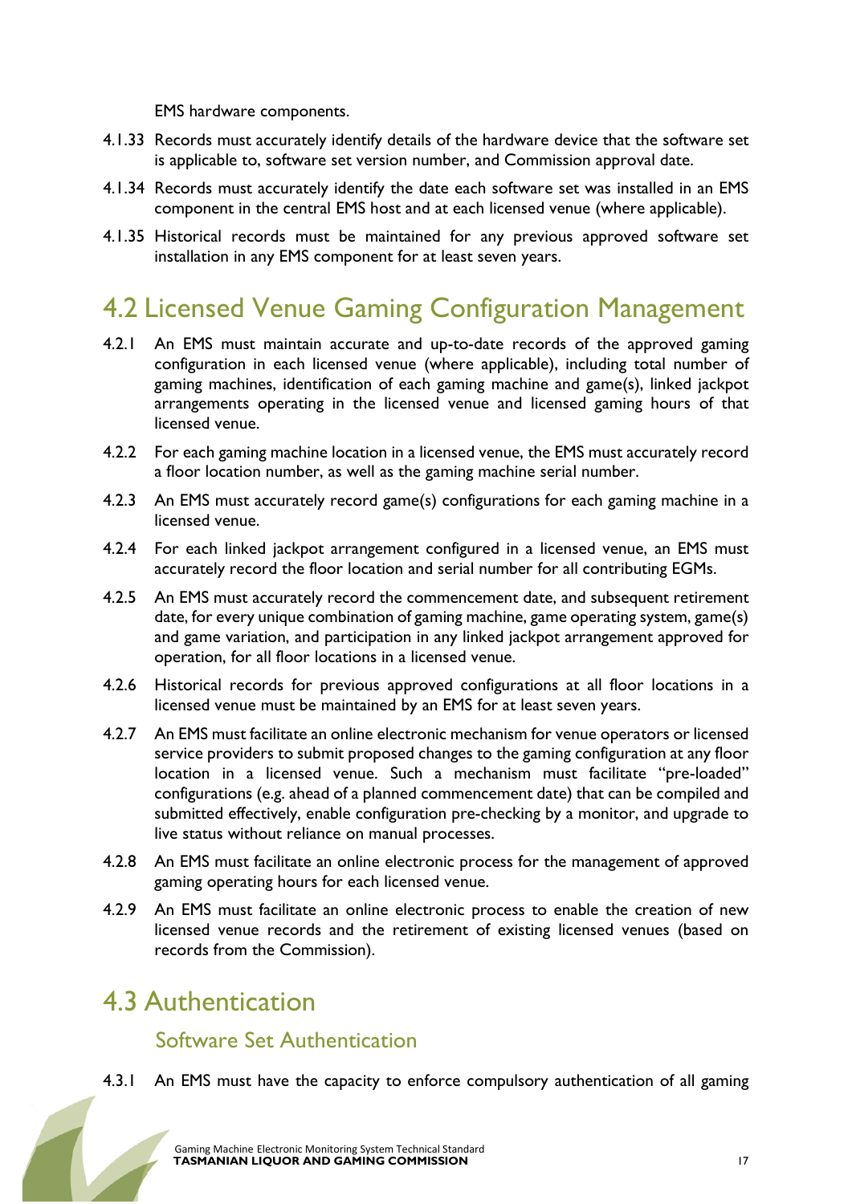EMS hardware components.

4.1.33 Records must accurately identify details of the hardware device that the software set is applicable to, software set version number, and Commission approval date.

4.1.34 Records must accurately identify the date each software set was installed in an EMS component in the central EMS host and at each licensed venue (where applicable).

4.1.35 Historical records must be maintained for any previous approved software set installation in any EMS component for at least seven years.

## 4.2 Licensed Venue Gaming Configuration Management

4.2.1 An EMS must maintain accurate and up-to-date records of the approved gaming configuration in each licensed venue (where applicable), including total number of gaming machines, identification of each gaming machine and game(s), linked jackpot arrangements operating in the licensed venue and licensed gaming hours of that licensed venue.

4.2.2 For each gaming machine location in a licensed venue, the EMS must accurately record a floor location number, as well as the gaming machine serial number.

4.2.3 An EMS must accurately record game(s) configurations for each gaming machine in a licensed venue.

4.2.4 For each linked jackpot arrangement configured in a licensed venue, an EMS must accurately record the floor location and serial number for all contributing EGMs.

4.2.5 An EMS must accurately record the commencement date, and subsequent retirement date, for every unique combination of gaming machine, game operating system, game(s) and game variation, and participation in any linked jackpot arrangement approved for operation, for all floor locations in a licensed venue.

4.2.6 Historical records for previous approved configurations at all floor locations in a licensed venue must be maintained by an EMS for at least seven years.

4.2.7 An EMS must facilitate an online electronic mechanism for venue operators or licensed service providers to submit proposed changes to the gaming configuration at any floor location in a licensed venue. Such a mechanism must facilitate "pre-loaded" configurations (e.g. ahead of a planned commencement date) that can be compiled and submitted effectively, enable configuration pre-checking by a monitor, and upgrade to live status without reliance on manual processes.

4.2.8 An EMS must facilitate an online electronic process for the management of approved gaming operating hours for each licensed venue.

4.2.9 An EMS must facilitate an online electronic process to enable the creation of new licensed venue records and the retirement of existing licensed venues (based on records from the Commission).

## 4.3 Authentication

### Software Set Authentication

4.3.1 An EMS must have the capacity to enforce compulsory authentication of all gaming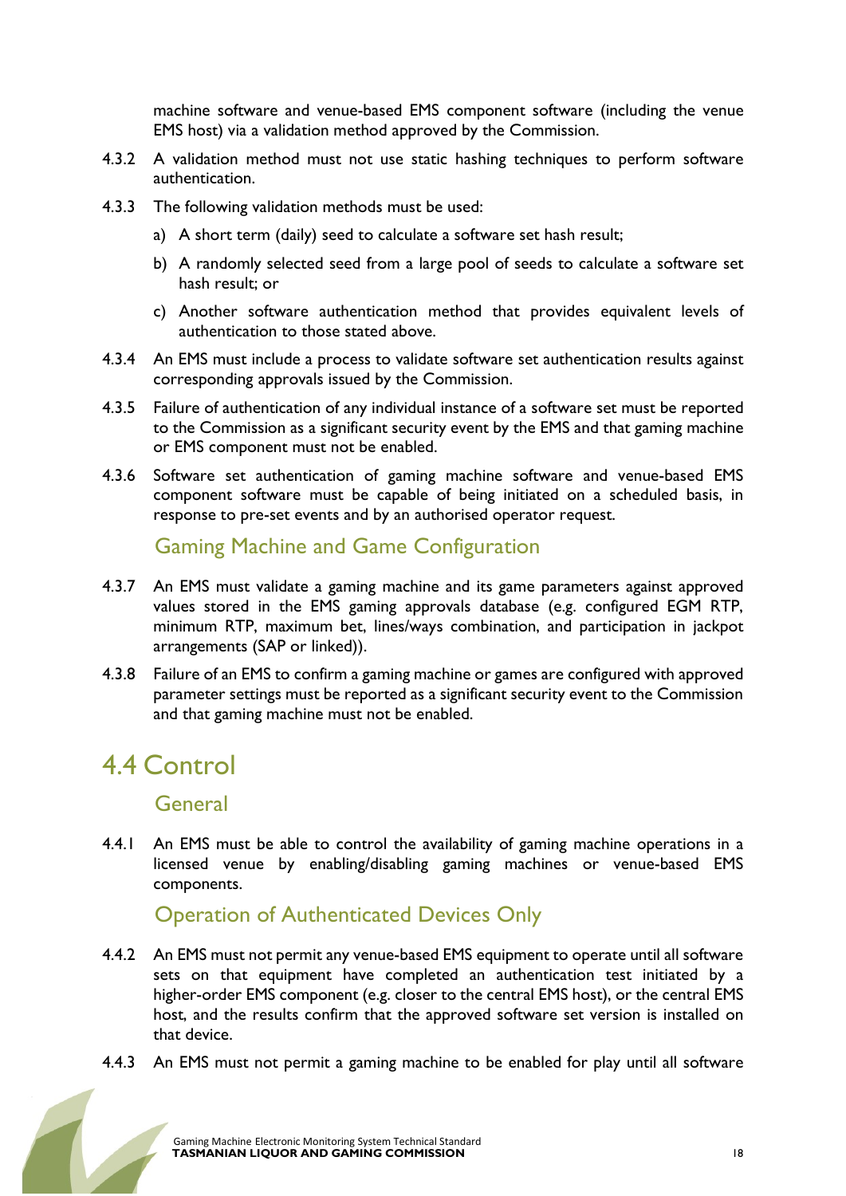machine software and venue-based EMS component software (including the venue EMS host) via a validation method approved by the Commission.

4.3.2 A validation method must not use static hashing techniques to perform software authentication.

4.3.3 The following validation methods must be used:

a) A short term (daily) seed to calculate a software set hash result;

b) A randomly selected seed from a large pool of seeds to calculate a software set hash result; or

c) Another software authentication method that provides equivalent levels of authentication to those stated above.

4.3.4 An EMS must include a process to validate software set authentication results against corresponding approvals issued by the Commission.

4.3.5 Failure of authentication of any individual instance of a software set must be reported to the Commission as a significant security event by the EMS and that gaming machine or EMS component must not be enabled.

4.3.6 Software set authentication of gaming machine software and venue-based EMS component software must be capable of being initiated on a scheduled basis, in response to pre-set events and by an authorised operator request.

### Gaming Machine and Game Configuration

4.3.7 An EMS must validate a gaming machine and its game parameters against approved values stored in the EMS gaming approvals database (e.g. configured EGM RTP, minimum RTP, maximum bet, lines/ways combination, and participation in jackpot arrangements (SAP or linked)).

4.3.8 Failure of an EMS to confirm a gaming machine or games are configured with approved parameter settings must be reported as a significant security event to the Commission and that gaming machine must not be enabled.

## 4.4 Control

### General

4.4.1 An EMS must be able to control the availability of gaming machine operations in a licensed venue by enabling/disabling gaming machines or venue-based EMS components.

### Operation of Authenticated Devices Only

4.4.2 An EMS must not permit any venue-based EMS equipment to operate until all software sets on that equipment have completed an authentication test initiated by a higher-order EMS component (e.g. closer to the central EMS host), or the central EMS host, and the results confirm that the approved software set version is installed on that device.

4.4.3 An EMS must not permit a gaming machine to be enabled for play until all software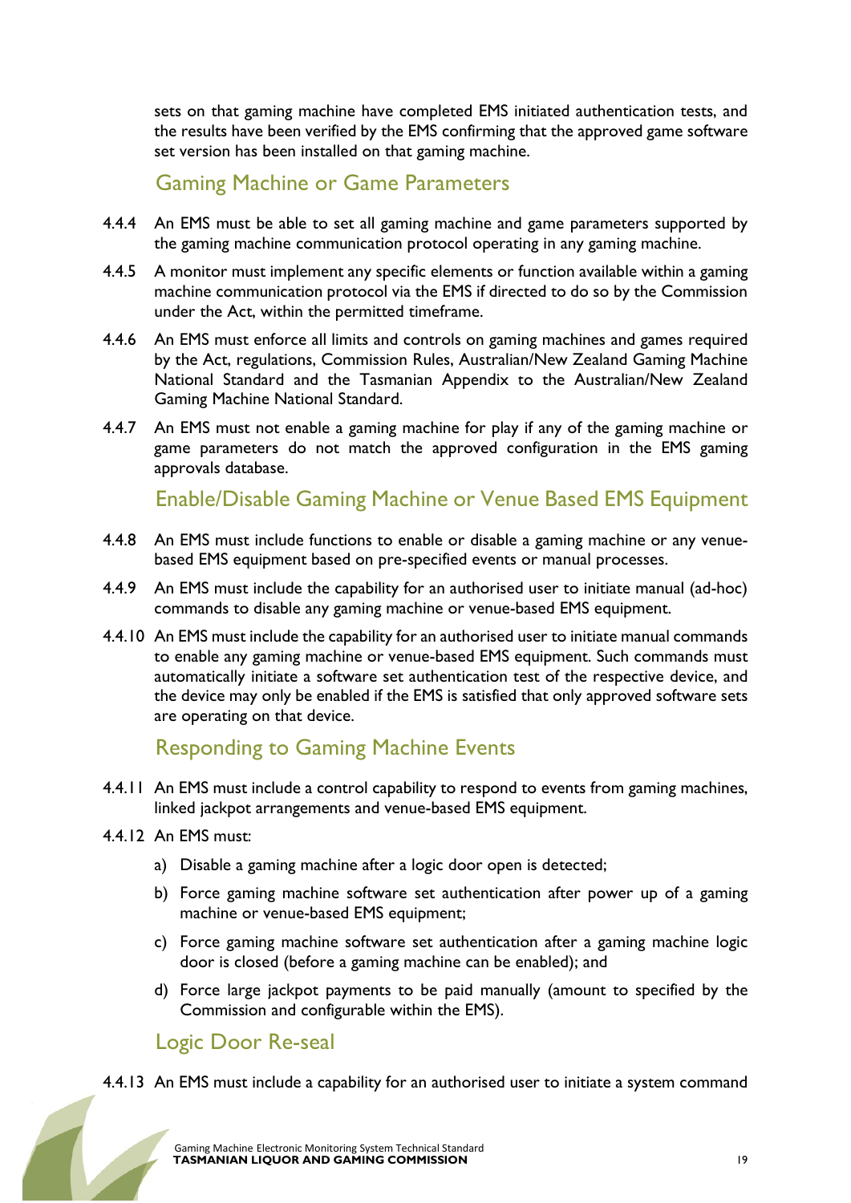sets on that gaming machine have completed EMS initiated authentication tests, and the results have been verified by the EMS confirming that the approved game software set version has been installed on that gaming machine.

### Gaming Machine or Game Parameters

4.4.4 An EMS must be able to set all gaming machine and game parameters supported by the gaming machine communication protocol operating in any gaming machine.

4.4.5 A monitor must implement any specific elements or function available within a gaming machine communication protocol via the EMS if directed to do so by the Commission under the Act, within the permitted timeframe.

4.4.6 An EMS must enforce all limits and controls on gaming machines and games required by the Act, regulations, Commission Rules, Australian/New Zealand Gaming Machine National Standard and the Tasmanian Appendix to the Australian/New Zealand Gaming Machine National Standard.

4.4.7 An EMS must not enable a gaming machine for play if any of the gaming machine or game parameters do not match the approved configuration in the EMS gaming approvals database.

### Enable/Disable Gaming Machine or Venue Based EMS Equipment

4.4.8 An EMS must include functions to enable or disable a gaming machine or any venue-based EMS equipment based on pre-specified events or manual processes.

4.4.9 An EMS must include the capability for an authorised user to initiate manual (ad-hoc) commands to disable any gaming machine or venue-based EMS equipment.

4.4.10 An EMS must include the capability for an authorised user to initiate manual commands to enable any gaming machine or venue-based EMS equipment. Such commands must automatically initiate a software set authentication test of the respective device, and the device may only be enabled if the EMS is satisfied that only approved software sets are operating on that device.

### Responding to Gaming Machine Events

4.4.11 An EMS must include a control capability to respond to events from gaming machines, linked jackpot arrangements and venue-based EMS equipment.

4.4.12 An EMS must:

a) Disable a gaming machine after a logic door open is detected;

b) Force gaming machine software set authentication after power up of a gaming machine or venue-based EMS equipment;

c) Force gaming machine software set authentication after a gaming machine logic door is closed (before a gaming machine can be enabled); and

d) Force large jackpot payments to be paid manually (amount to specified by the Commission and configurable within the EMS).

### Logic Door Re-seal

4.4.13 An EMS must include a capability for an authorised user to initiate a system command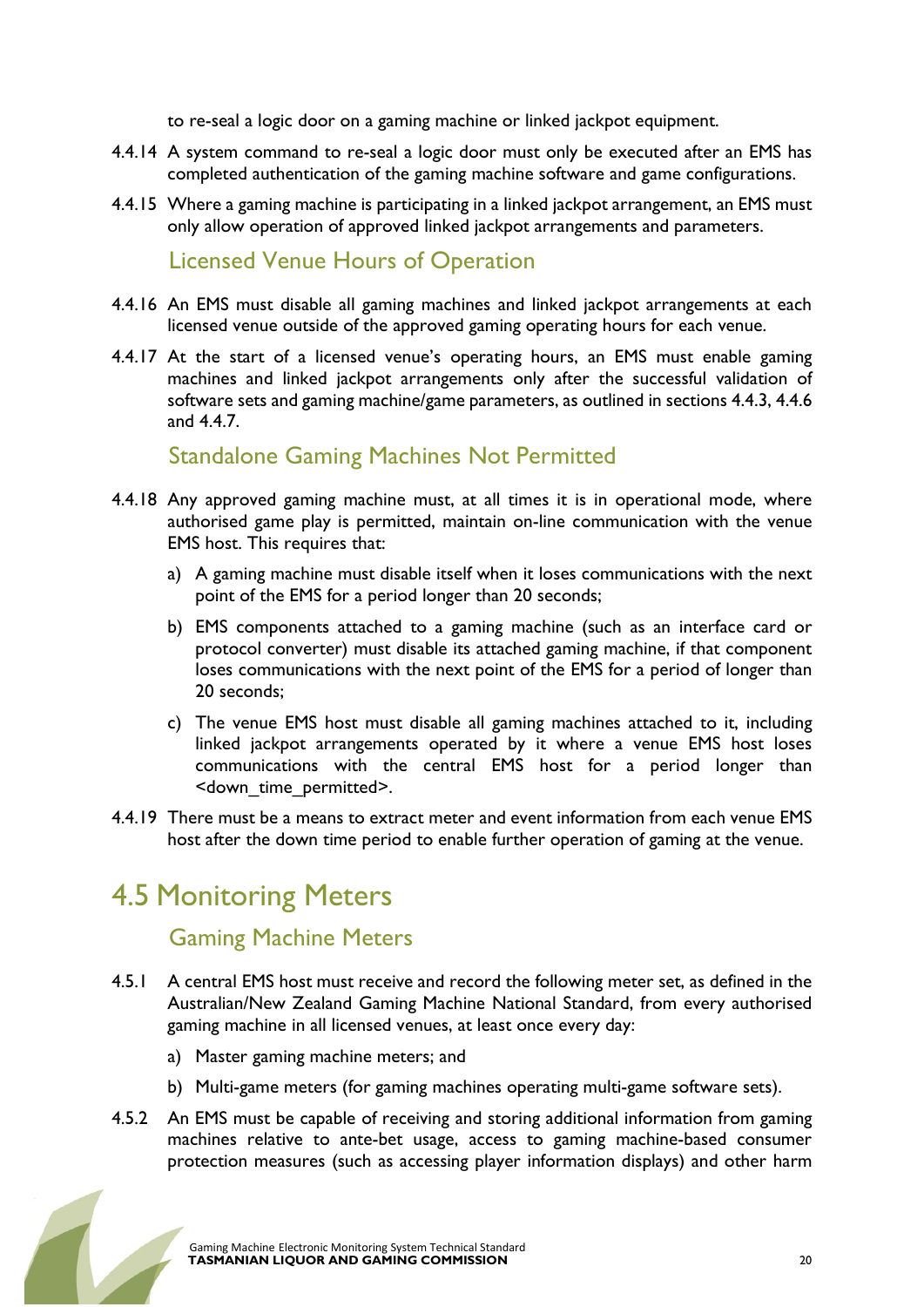to re-seal a logic door on a gaming machine or linked jackpot equipment.

4.4.14 A system command to re-seal a logic door must only be executed after an EMS has completed authentication of the gaming machine software and game configurations.

4.4.15 Where a gaming machine is participating in a linked jackpot arrangement, an EMS must only allow operation of approved linked jackpot arrangements and parameters.

### Licensed Venue Hours of Operation

4.4.16 An EMS must disable all gaming machines and linked jackpot arrangements at each licensed venue outside of the approved gaming operating hours for each venue.

4.4.17 At the start of a licensed venue's operating hours, an EMS must enable gaming machines and linked jackpot arrangements only after the successful validation of software sets and gaming machine/game parameters, as outlined in sections 4.4.3, 4.4.6 and 4.4.7.

### Standalone Gaming Machines Not Permitted

4.4.18 Any approved gaming machine must, at all times it is in operational mode, where authorised game play is permitted, maintain on-line communication with the venue EMS host. This requires that:

a) A gaming machine must disable itself when it loses communications with the next point of the EMS for a period longer than 20 seconds;

b) EMS components attached to a gaming machine (such as an interface card or protocol converter) must disable its attached gaming machine, if that component loses communications with the next point of the EMS for a period of longer than 20 seconds;

c) The venue EMS host must disable all gaming machines attached to it, including linked jackpot arrangements operated by it where a venue EMS host loses communications with the central EMS host for a period longer than <down_time_permitted>.

4.4.19 There must be a means to extract meter and event information from each venue EMS host after the down time period to enable further operation of gaming at the venue.

## 4.5 Monitoring Meters

### Gaming Machine Meters

4.5.1 A central EMS host must receive and record the following meter set, as defined in the Australian/New Zealand Gaming Machine National Standard, from every authorised gaming machine in all licensed venues, at least once every day:

a) Master gaming machine meters; and

b) Multi-game meters (for gaming machines operating multi-game software sets).

4.5.2 An EMS must be capable of receiving and storing additional information from gaming machines relative to ante-bet usage, access to gaming machine-based consumer protection measures (such as accessing player information displays) and other harm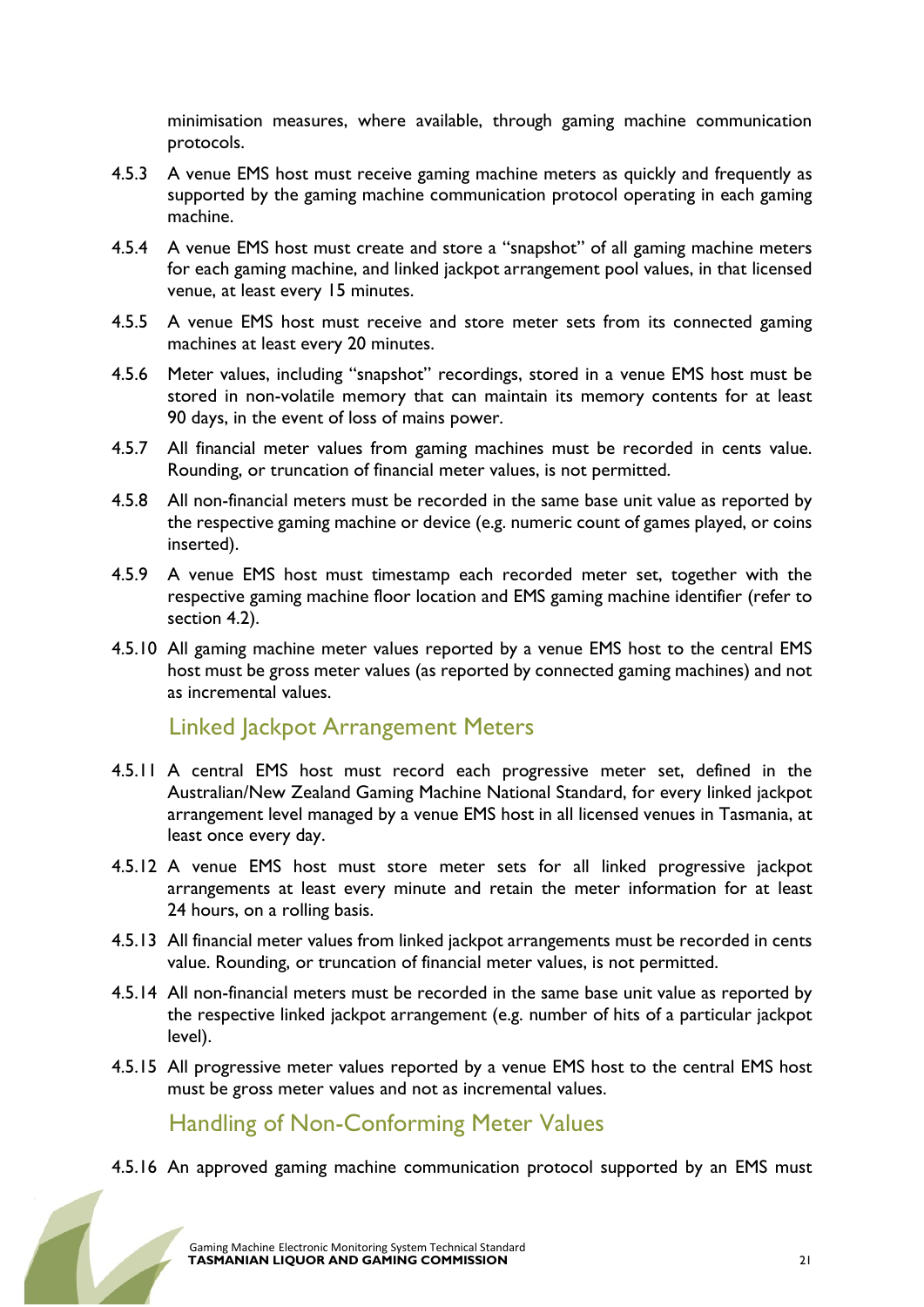minimisation measures, where available, through gaming machine communication protocols.

4.5.3 A venue EMS host must receive gaming machine meters as quickly and frequently as supported by the gaming machine communication protocol operating in each gaming machine.

4.5.4 A venue EMS host must create and store a “snapshot” of all gaming machine meters for each gaming machine, and linked jackpot arrangement pool values, in that licensed venue, at least every 15 minutes.

4.5.5 A venue EMS host must receive and store meter sets from its connected gaming machines at least every 20 minutes.

4.5.6 Meter values, including “snapshot” recordings, stored in a venue EMS host must be stored in non-volatile memory that can maintain its memory contents for at least 90 days, in the event of loss of mains power.

4.5.7 All financial meter values from gaming machines must be recorded in cents value. Rounding, or truncation of financial meter values, is not permitted.

4.5.8 All non-financial meters must be recorded in the same base unit value as reported by the respective gaming machine or device (e.g. numeric count of games played, or coins inserted).

4.5.9 A venue EMS host must timestamp each recorded meter set, together with the respective gaming machine floor location and EMS gaming machine identifier (refer to section 4.2).

4.5.10 All gaming machine meter values reported by a venue EMS host to the central EMS host must be gross meter values (as reported by connected gaming machines) and not as incremental values.

## Linked Jackpot Arrangement Meters

4.5.11 A central EMS host must record each progressive meter set, defined in the Australian/New Zealand Gaming Machine National Standard, for every linked jackpot arrangement level managed by a venue EMS host in all licensed venues in Tasmania, at least once every day.

4.5.12 A venue EMS host must store meter sets for all linked progressive jackpot arrangements at least every minute and retain the meter information for at least 24 hours, on a rolling basis.

4.5.13 All financial meter values from linked jackpot arrangements must be recorded in cents value. Rounding, or truncation of financial meter values, is not permitted.

4.5.14 All non-financial meters must be recorded in the same base unit value as reported by the respective linked jackpot arrangement (e.g. number of hits of a particular jackpot level).

4.5.15 All progressive meter values reported by a venue EMS host to the central EMS host must be gross meter values and not as incremental values.

## Handling of Non-Conforming Meter Values

4.5.16 An approved gaming machine communication protocol supported by an EMS must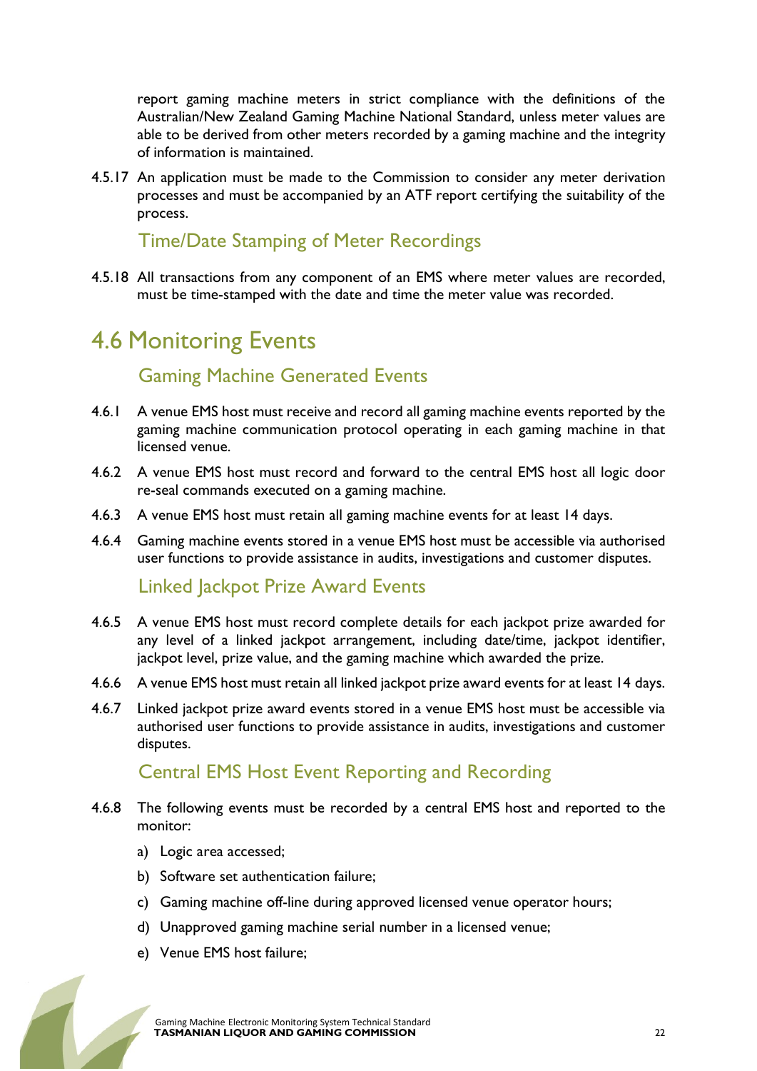report gaming machine meters in strict compliance with the definitions of the Australian/New Zealand Gaming Machine National Standard, unless meter values are able to be derived from other meters recorded by a gaming machine and the integrity of information is maintained.

4.5.17 An application must be made to the Commission to consider any meter derivation processes and must be accompanied by an ATF report certifying the suitability of the process.

### Time/Date Stamping of Meter Recordings

4.5.18 All transactions from any component of an EMS where meter values are recorded, must be time-stamped with the date and time the meter value was recorded.

## 4.6 Monitoring Events

### Gaming Machine Generated Events

4.6.1 A venue EMS host must receive and record all gaming machine events reported by the gaming machine communication protocol operating in each gaming machine in that licensed venue.

4.6.2 A venue EMS host must record and forward to the central EMS host all logic door re-seal commands executed on a gaming machine.

4.6.3 A venue EMS host must retain all gaming machine events for at least 14 days.

4.6.4 Gaming machine events stored in a venue EMS host must be accessible via authorised user functions to provide assistance in audits, investigations and customer disputes.

### Linked Jackpot Prize Award Events

4.6.5 A venue EMS host must record complete details for each jackpot prize awarded for any level of a linked jackpot arrangement, including date/time, jackpot identifier, jackpot level, prize value, and the gaming machine which awarded the prize.

4.6.6 A venue EMS host must retain all linked jackpot prize award events for at least 14 days.

4.6.7 Linked jackpot prize award events stored in a venue EMS host must be accessible via authorised user functions to provide assistance in audits, investigations and customer disputes.

### Central EMS Host Event Reporting and Recording

4.6.8 The following events must be recorded by a central EMS host and reported to the monitor:

a) Logic area accessed;

b) Software set authentication failure;

c) Gaming machine off-line during approved licensed venue operator hours;

d) Unapproved gaming machine serial number in a licensed venue;

e) Venue EMS host failure;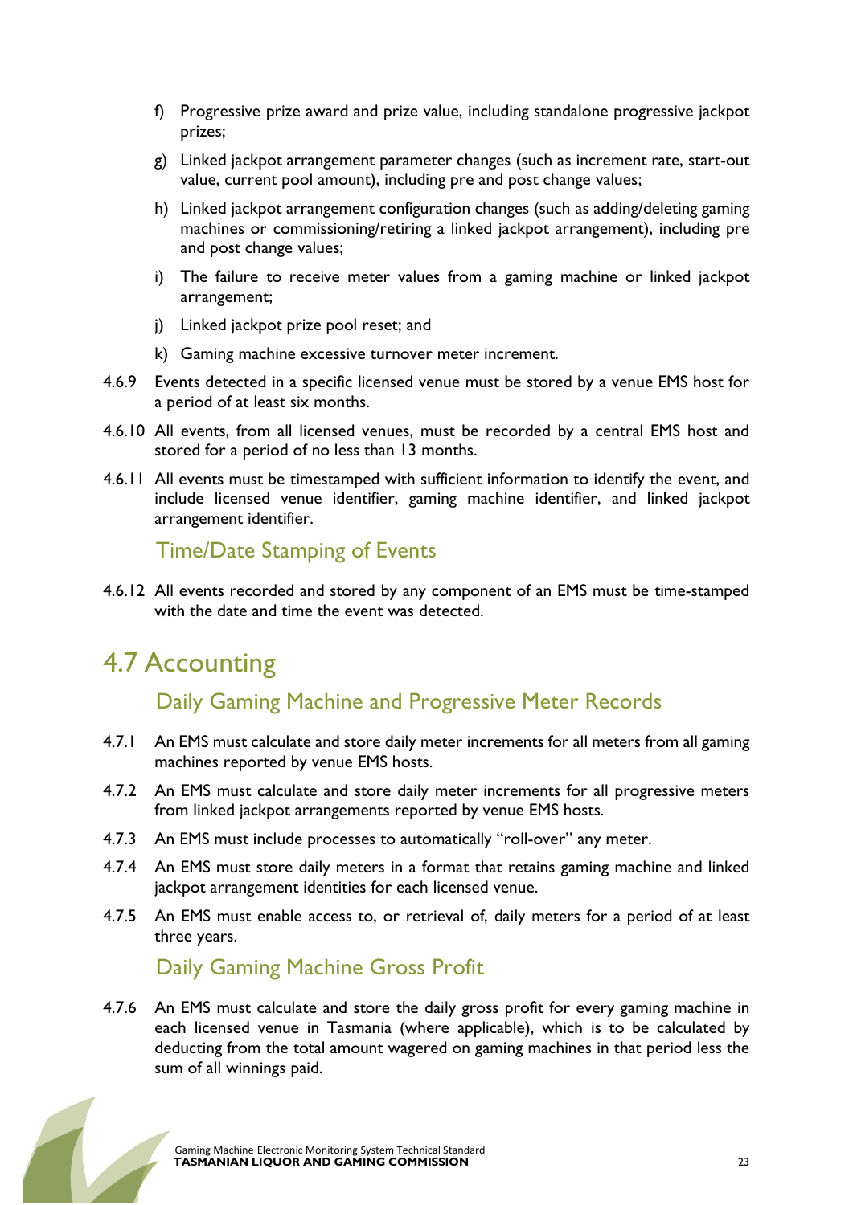f) Progressive prize award and prize value, including standalone progressive jackpot prizes;

g) Linked jackpot arrangement parameter changes (such as increment rate, start-out value, current pool amount), including pre and post change values;

h) Linked jackpot arrangement configuration changes (such as adding/deleting gaming machines or commissioning/retiring a linked jackpot arrangement), including pre and post change values;

i) The failure to receive meter values from a gaming machine or linked jackpot arrangement;

j) Linked jackpot prize pool reset; and

k) Gaming machine excessive turnover meter increment.

4.6.9 Events detected in a specific licensed venue must be stored by a venue EMS host for a period of at least six months.

4.6.10 All events, from all licensed venues, must be recorded by a central EMS host and stored for a period of no less than 13 months.

4.6.11 All events must be timestamped with sufficient information to identify the event, and include licensed venue identifier, gaming machine identifier, and linked jackpot arrangement identifier.

### Time/Date Stamping of Events

4.6.12 All events recorded and stored by any component of an EMS must be time-stamped with the date and time the event was detected.

## 4.7 Accounting

### Daily Gaming Machine and Progressive Meter Records

4.7.1 An EMS must calculate and store daily meter increments for all meters from all gaming machines reported by venue EMS hosts.

4.7.2 An EMS must calculate and store daily meter increments for all progressive meters from linked jackpot arrangements reported by venue EMS hosts.

4.7.3 An EMS must include processes to automatically "roll-over" any meter.

4.7.4 An EMS must store daily meters in a format that retains gaming machine and linked jackpot arrangement identities for each licensed venue.

4.7.5 An EMS must enable access to, or retrieval of, daily meters for a period of at least three years.

### Daily Gaming Machine Gross Profit

4.7.6 An EMS must calculate and store the daily gross profit for every gaming machine in each licensed venue in Tasmania (where applicable), which is to be calculated by deducting from the total amount wagered on gaming machines in that period less the sum of all winnings paid.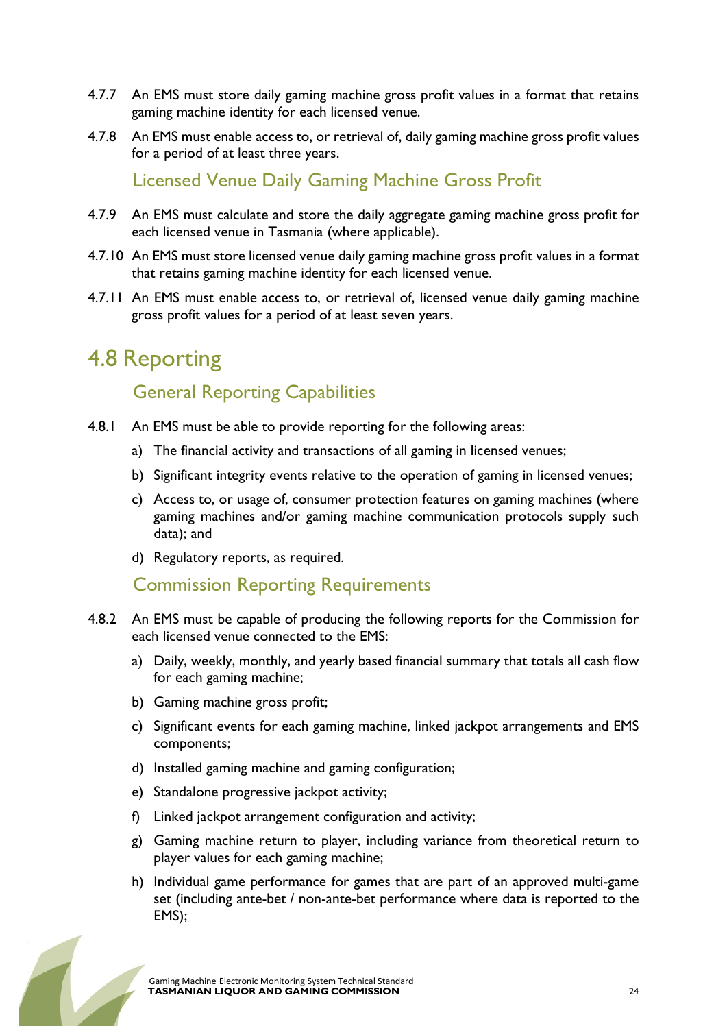4.7.7 An EMS must store daily gaming machine gross profit values in a format that retains gaming machine identity for each licensed venue.

4.7.8 An EMS must enable access to, or retrieval of, daily gaming machine gross profit values for a period of at least three years.

### Licensed Venue Daily Gaming Machine Gross Profit

4.7.9 An EMS must calculate and store the daily aggregate gaming machine gross profit for each licensed venue in Tasmania (where applicable).

4.7.10 An EMS must store licensed venue daily gaming machine gross profit values in a format that retains gaming machine identity for each licensed venue.

4.7.11 An EMS must enable access to, or retrieval of, licensed venue daily gaming machine gross profit values for a period of at least seven years.

## 4.8 Reporting

### General Reporting Capabilities

4.8.1 An EMS must be able to provide reporting for the following areas:

a) The financial activity and transactions of all gaming in licensed venues;

b) Significant integrity events relative to the operation of gaming in licensed venues;

c) Access to, or usage of, consumer protection features on gaming machines (where gaming machines and/or gaming machine communication protocols supply such data); and

d) Regulatory reports, as required.

### Commission Reporting Requirements

4.8.2 An EMS must be capable of producing the following reports for the Commission for each licensed venue connected to the EMS:

a) Daily, weekly, monthly, and yearly based financial summary that totals all cash flow for each gaming machine;

b) Gaming machine gross profit;

c) Significant events for each gaming machine, linked jackpot arrangements and EMS components;

d) Installed gaming machine and gaming configuration;

e) Standalone progressive jackpot activity;

f) Linked jackpot arrangement configuration and activity;

g) Gaming machine return to player, including variance from theoretical return to player values for each gaming machine;

h) Individual game performance for games that are part of an approved multi-game set (including ante-bet / non-ante-bet performance where data is reported to the EMS);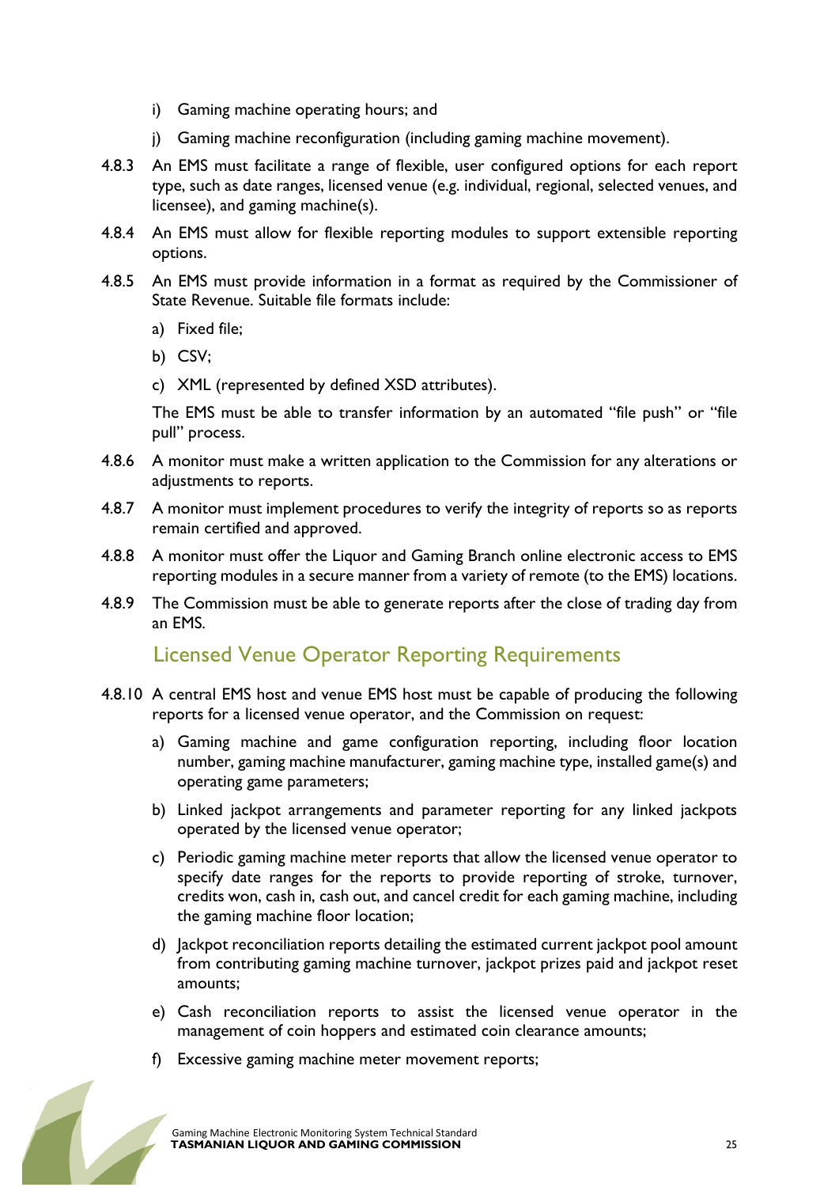i) Gaming machine operating hours; and

j) Gaming machine reconfiguration (including gaming machine movement).

4.8.3 An EMS must facilitate a range of flexible, user configured options for each report type, such as date ranges, licensed venue (e.g. individual, regional, selected venues, and licensee), and gaming machine(s).

4.8.4 An EMS must allow for flexible reporting modules to support extensible reporting options.

4.8.5 An EMS must provide information in a format as required by the Commissioner of State Revenue. Suitable file formats include:

a) Fixed file;

b) CSV;

c) XML (represented by defined XSD attributes).

The EMS must be able to transfer information by an automated "file push" or "file pull" process.

4.8.6 A monitor must make a written application to the Commission for any alterations or adjustments to reports.

4.8.7 A monitor must implement procedures to verify the integrity of reports so as reports remain certified and approved.

4.8.8 A monitor must offer the Liquor and Gaming Branch online electronic access to EMS reporting modules in a secure manner from a variety of remote (to the EMS) locations.

4.8.9 The Commission must be able to generate reports after the close of trading day from an EMS.

## Licensed Venue Operator Reporting Requirements

4.8.10 A central EMS host and venue EMS host must be capable of producing the following reports for a licensed venue operator, and the Commission on request:

a) Gaming machine and game configuration reporting, including floor location number, gaming machine manufacturer, gaming machine type, installed game(s) and operating game parameters;

b) Linked jackpot arrangements and parameter reporting for any linked jackpots operated by the licensed venue operator;

c) Periodic gaming machine meter reports that allow the licensed venue operator to specify date ranges for the reports to provide reporting of stroke, turnover, credits won, cash in, cash out, and cancel credit for each gaming machine, including the gaming machine floor location;

d) Jackpot reconciliation reports detailing the estimated current jackpot pool amount from contributing gaming machine turnover, jackpot prizes paid and jackpot reset amounts;

e) Cash reconciliation reports to assist the licensed venue operator in the management of coin hoppers and estimated coin clearance amounts;

f) Excessive gaming machine meter movement reports;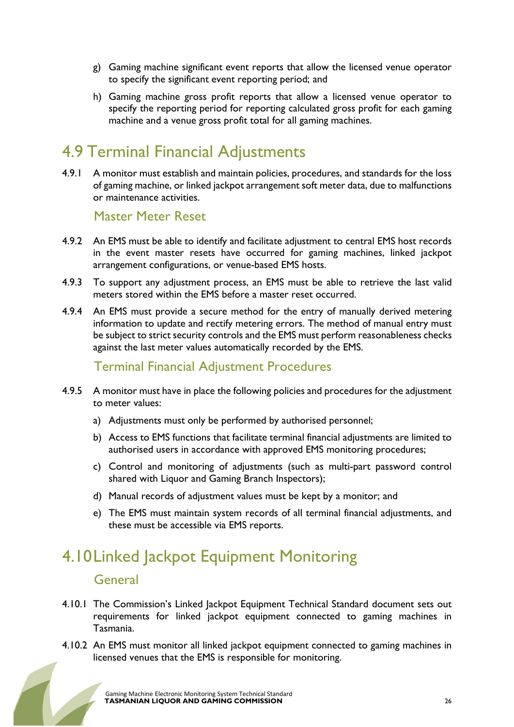g) Gaming machine significant event reports that allow the licensed venue operator to specify the significant event reporting period; and

h) Gaming machine gross profit reports that allow a licensed venue operator to specify the reporting period for reporting calculated gross profit for each gaming machine and a venue gross profit total for all gaming machines.

# 4.9 Terminal Financial Adjustments

4.9.1 A monitor must establish and maintain policies, procedures, and standards for the loss of gaming machine, or linked jackpot arrangement soft meter data, due to malfunctions or maintenance activities.

## Master Meter Reset

4.9.2 An EMS must be able to identify and facilitate adjustment to central EMS host records in the event master resets have occurred for gaming machines, linked jackpot arrangement configurations, or venue-based EMS hosts.

4.9.3 To support any adjustment process, an EMS must be able to retrieve the last valid meters stored within the EMS before a master reset occurred.

4.9.4 An EMS must provide a secure method for the entry of manually derived metering information to update and rectify metering errors. The method of manual entry must be subject to strict security controls and the EMS must perform reasonableness checks against the last meter values automatically recorded by the EMS.

## Terminal Financial Adjustment Procedures

4.9.5 A monitor must have in place the following policies and procedures for the adjustment to meter values:

a) Adjustments must only be performed by authorised personnel;

b) Access to EMS functions that facilitate terminal financial adjustments are limited to authorised users in accordance with approved EMS monitoring procedures;

c) Control and monitoring of adjustments (such as multi-part password control shared with Liquor and Gaming Branch Inspectors);

d) Manual records of adjustment values must be kept by a monitor; and

e) The EMS must maintain system records of all terminal financial adjustments, and these must be accessible via EMS reports.

# 4.10 Linked Jackpot Equipment Monitoring

## General

4.10.1 The Commission's Linked Jackpot Equipment Technical Standard document sets out requirements for linked jackpot equipment connected to gaming machines in Tasmania.

4.10.2 An EMS must monitor all linked jackpot equipment connected to gaming machines in licensed venues that the EMS is responsible for monitoring.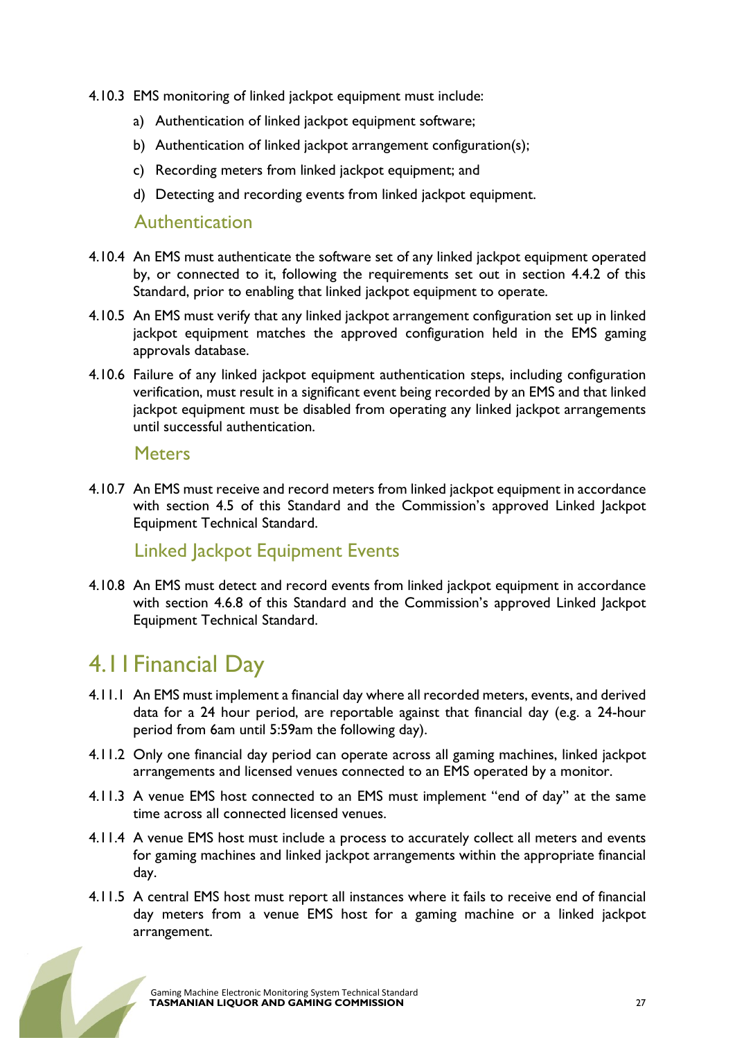4.10.3 EMS monitoring of linked jackpot equipment must include:

a) Authentication of linked jackpot equipment software;

b) Authentication of linked jackpot arrangement configuration(s);

c) Recording meters from linked jackpot equipment; and

d) Detecting and recording events from linked jackpot equipment.

### Authentication

4.10.4 An EMS must authenticate the software set of any linked jackpot equipment operated by, or connected to it, following the requirements set out in section 4.4.2 of this Standard, prior to enabling that linked jackpot equipment to operate.

4.10.5 An EMS must verify that any linked jackpot arrangement configuration set up in linked jackpot equipment matches the approved configuration held in the EMS gaming approvals database.

4.10.6 Failure of any linked jackpot equipment authentication steps, including configuration verification, must result in a significant event being recorded by an EMS and that linked jackpot equipment must be disabled from operating any linked jackpot arrangements until successful authentication.

### Meters

4.10.7 An EMS must receive and record meters from linked jackpot equipment in accordance with section 4.5 of this Standard and the Commission's approved Linked Jackpot Equipment Technical Standard.

### Linked Jackpot Equipment Events

4.10.8 An EMS must detect and record events from linked jackpot equipment in accordance with section 4.6.8 of this Standard and the Commission's approved Linked Jackpot Equipment Technical Standard.

## 4.11 Financial Day

4.11.1 An EMS must implement a financial day where all recorded meters, events, and derived data for a 24 hour period, are reportable against that financial day (e.g. a 24-hour period from 6am until 5:59am the following day).

4.11.2 Only one financial day period can operate across all gaming machines, linked jackpot arrangements and licensed venues connected to an EMS operated by a monitor.

4.11.3 A venue EMS host connected to an EMS must implement "end of day" at the same time across all connected licensed venues.

4.11.4 A venue EMS host must include a process to accurately collect all meters and events for gaming machines and linked jackpot arrangements within the appropriate financial day.

4.11.5 A central EMS host must report all instances where it fails to receive end of financial day meters from a venue EMS host for a gaming machine or a linked jackpot arrangement.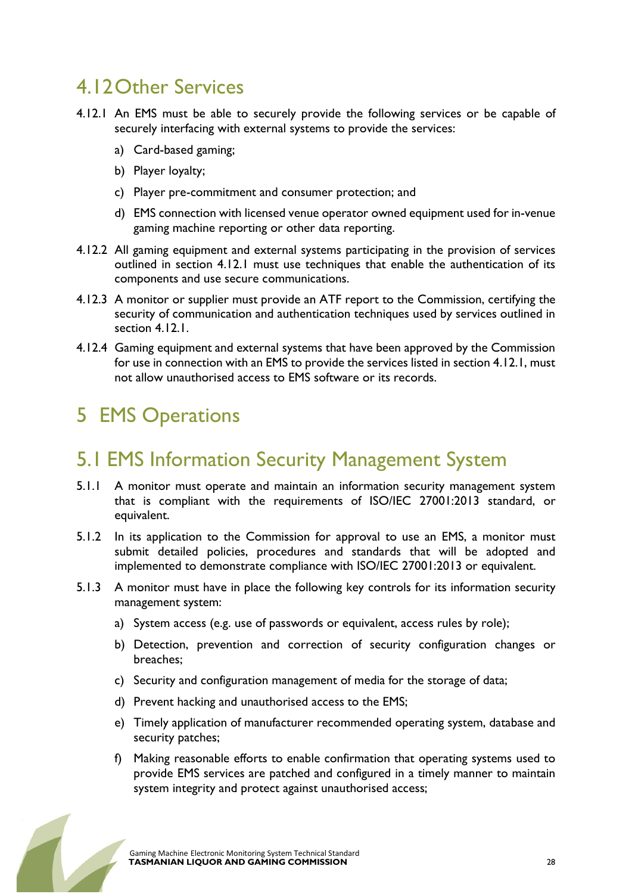## 4.12 Other Services

4.12.1 An EMS must be able to securely provide the following services or be capable of securely interfacing with external systems to provide the services:

a) Card-based gaming;

b) Player loyalty;

c) Player pre-commitment and consumer protection; and

d) EMS connection with licensed venue operator owned equipment used for in-venue gaming machine reporting or other data reporting.

4.12.2 All gaming equipment and external systems participating in the provision of services outlined in section 4.12.1 must use techniques that enable the authentication of its components and use secure communications.

4.12.3 A monitor or supplier must provide an ATF report to the Commission, certifying the security of communication and authentication techniques used by services outlined in section 4.12.1.

4.12.4 Gaming equipment and external systems that have been approved by the Commission for use in connection with an EMS to provide the services listed in section 4.12.1, must not allow unauthorised access to EMS software or its records.

# 5 EMS Operations

## 5.1 EMS Information Security Management System

5.1.1 A monitor must operate and maintain an information security management system that is compliant with the requirements of ISO/IEC 27001:2013 standard, or equivalent.

5.1.2 In its application to the Commission for approval to use an EMS, a monitor must submit detailed policies, procedures and standards that will be adopted and implemented to demonstrate compliance with ISO/IEC 27001:2013 or equivalent.

5.1.3 A monitor must have in place the following key controls for its information security management system:

a) System access (e.g. use of passwords or equivalent, access rules by role);

b) Detection, prevention and correction of security configuration changes or breaches;

c) Security and configuration management of media for the storage of data;

d) Prevent hacking and unauthorised access to the EMS;

e) Timely application of manufacturer recommended operating system, database and security patches;

f) Making reasonable efforts to enable confirmation that operating systems used to provide EMS services are patched and configured in a timely manner to maintain system integrity and protect against unauthorised access;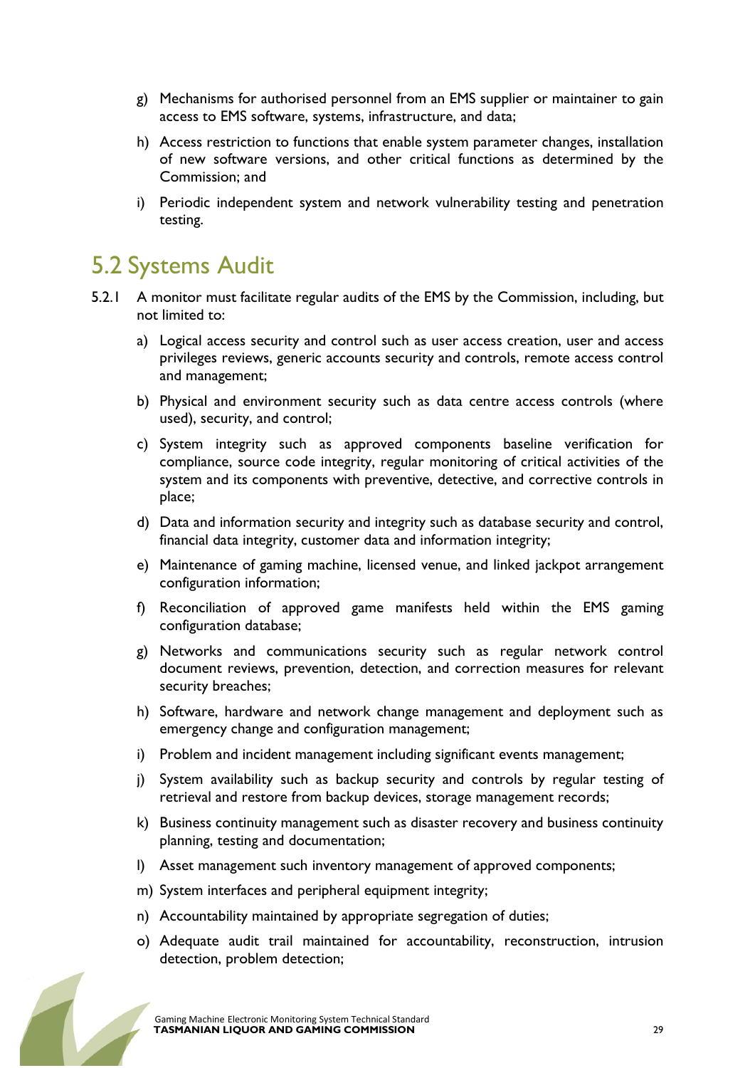g) Mechanisms for authorised personnel from an EMS supplier or maintainer to gain access to EMS software, systems, infrastructure, and data;

h) Access restriction to functions that enable system parameter changes, installation of new software versions, and other critical functions as determined by the Commission; and

i) Periodic independent system and network vulnerability testing and penetration testing.

## 5.2 Systems Audit

5.2.1 A monitor must facilitate regular audits of the EMS by the Commission, including, but not limited to:

a) Logical access security and control such as user access creation, user and access privileges reviews, generic accounts security and controls, remote access control and management;

b) Physical and environment security such as data centre access controls (where used), security, and control;

c) System integrity such as approved components baseline verification for compliance, source code integrity, regular monitoring of critical activities of the system and its components with preventive, detective, and corrective controls in place;

d) Data and information security and integrity such as database security and control, financial data integrity, customer data and information integrity;

e) Maintenance of gaming machine, licensed venue, and linked jackpot arrangement configuration information;

f) Reconciliation of approved game manifests held within the EMS gaming configuration database;

g) Networks and communications security such as regular network control document reviews, prevention, detection, and correction measures for relevant security breaches;

h) Software, hardware and network change management and deployment such as emergency change and configuration management;

i) Problem and incident management including significant events management;

j) System availability such as backup security and controls by regular testing of retrieval and restore from backup devices, storage management records;

k) Business continuity management such as disaster recovery and business continuity planning, testing and documentation;

l) Asset management such inventory management of approved components;

m) System interfaces and peripheral equipment integrity;

n) Accountability maintained by appropriate segregation of duties;

o) Adequate audit trail maintained for accountability, reconstruction, intrusion detection, problem detection;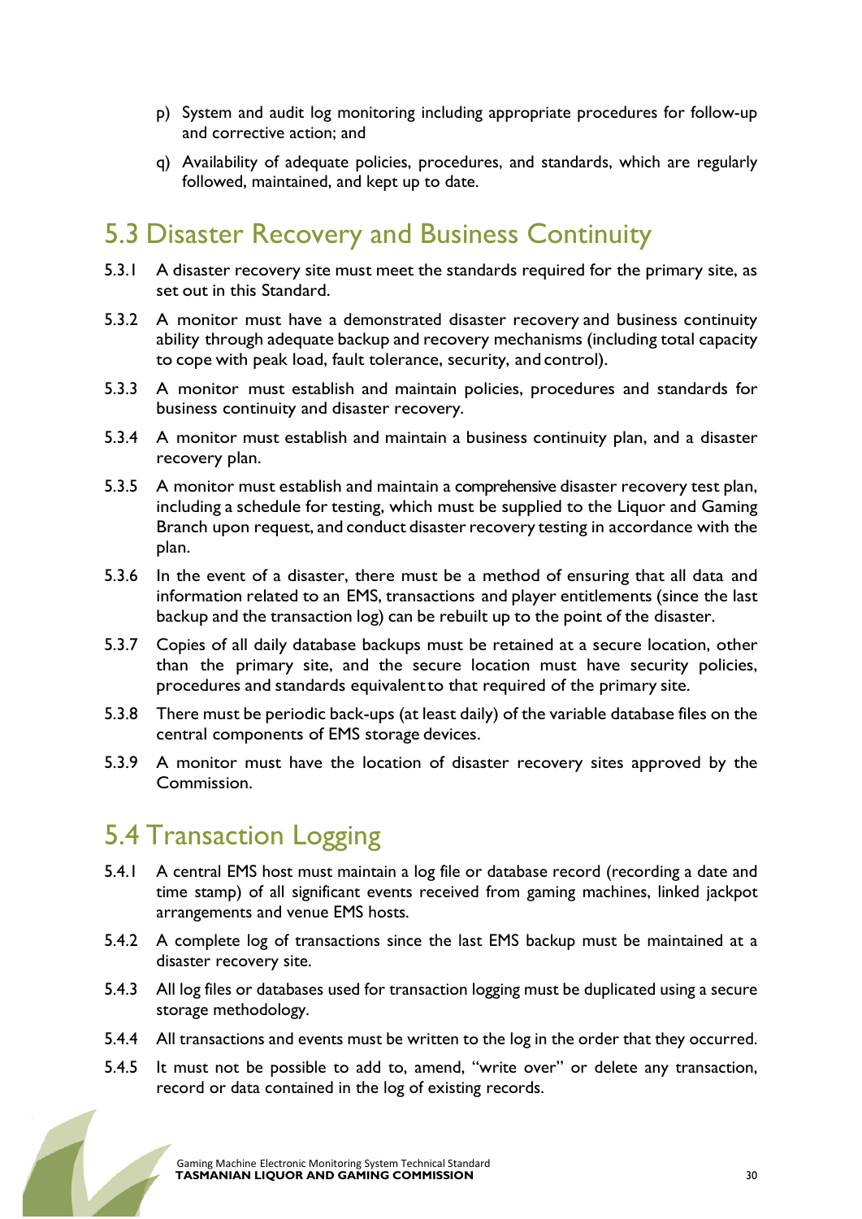p) System and audit log monitoring including appropriate procedures for follow-up and corrective action; and

q) Availability of adequate policies, procedures, and standards, which are regularly followed, maintained, and kept up to date.

## 5.3 Disaster Recovery and Business Continuity

5.3.1 A disaster recovery site must meet the standards required for the primary site, as set out in this Standard.

5.3.2 A monitor must have a demonstrated disaster recovery and business continuity ability through adequate backup and recovery mechanisms (including total capacity to cope with peak load, fault tolerance, security, and control).

5.3.3 A monitor must establish and maintain policies, procedures and standards for business continuity and disaster recovery.

5.3.4 A monitor must establish and maintain a business continuity plan, and a disaster recovery plan.

5.3.5 A monitor must establish and maintain a comprehensive disaster recovery test plan, including a schedule for testing, which must be supplied to the Liquor and Gaming Branch upon request, and conduct disaster recovery testing in accordance with the plan.

5.3.6 In the event of a disaster, there must be a method of ensuring that all data and information related to an EMS, transactions and player entitlements (since the last backup and the transaction log) can be rebuilt up to the point of the disaster.

5.3.7 Copies of all daily database backups must be retained at a secure location, other than the primary site, and the secure location must have security policies, procedures and standards equivalent to that required of the primary site.

5.3.8 There must be periodic back-ups (at least daily) of the variable database files on the central components of EMS storage devices.

5.3.9 A monitor must have the location of disaster recovery sites approved by the Commission.

## 5.4 Transaction Logging

5.4.1 A central EMS host must maintain a log file or database record (recording a date and time stamp) of all significant events received from gaming machines, linked jackpot arrangements and venue EMS hosts.

5.4.2 A complete log of transactions since the last EMS backup must be maintained at a disaster recovery site.

5.4.3 All log files or databases used for transaction logging must be duplicated using a secure storage methodology.

5.4.4 All transactions and events must be written to the log in the order that they occurred.

5.4.5 It must not be possible to add to, amend, "write over" or delete any transaction, record or data contained in the log of existing records.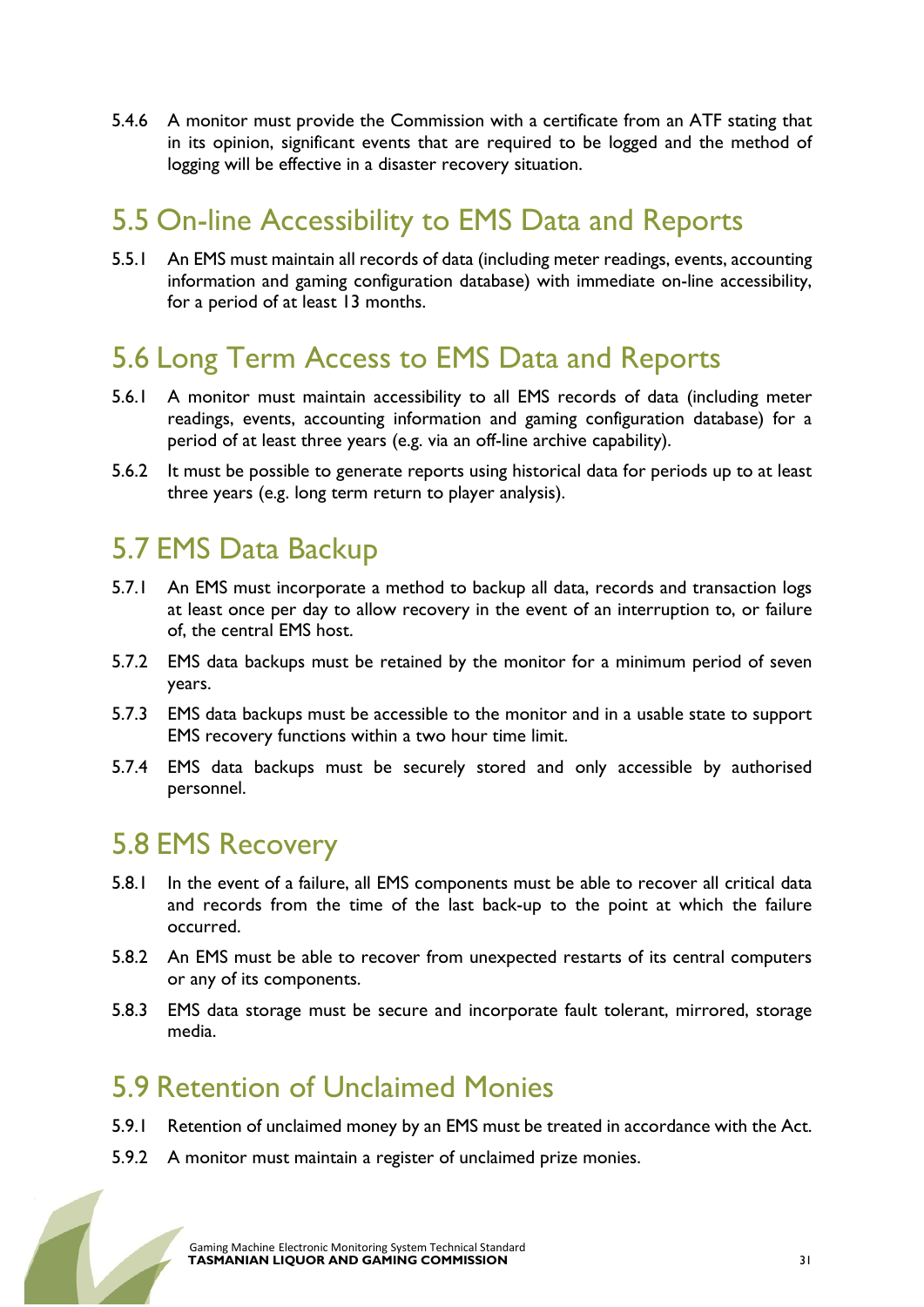5.4.6 A monitor must provide the Commission with a certificate from an ATF stating that in its opinion, significant events that are required to be logged and the method of logging will be effective in a disaster recovery situation.

## 5.5 On-line Accessibility to EMS Data and Reports

5.5.1 An EMS must maintain all records of data (including meter readings, events, accounting information and gaming configuration database) with immediate on-line accessibility, for a period of at least 13 months.

## 5.6 Long Term Access to EMS Data and Reports

5.6.1 A monitor must maintain accessibility to all EMS records of data (including meter readings, events, accounting information and gaming configuration database) for a period of at least three years (e.g. via an off-line archive capability).

5.6.2 It must be possible to generate reports using historical data for periods up to at least three years (e.g. long term return to player analysis).

## 5.7 EMS Data Backup

5.7.1 An EMS must incorporate a method to backup all data, records and transaction logs at least once per day to allow recovery in the event of an interruption to, or failure of, the central EMS host.

5.7.2 EMS data backups must be retained by the monitor for a minimum period of seven years.

5.7.3 EMS data backups must be accessible to the monitor and in a usable state to support EMS recovery functions within a two hour time limit.

5.7.4 EMS data backups must be securely stored and only accessible by authorised personnel.

## 5.8 EMS Recovery

5.8.1 In the event of a failure, all EMS components must be able to recover all critical data and records from the time of the last back-up to the point at which the failure occurred.

5.8.2 An EMS must be able to recover from unexpected restarts of its central computers or any of its components.

5.8.3 EMS data storage must be secure and incorporate fault tolerant, mirrored, storage media.

## 5.9 Retention of Unclaimed Monies

5.9.1 Retention of unclaimed money by an EMS must be treated in accordance with the Act.

5.9.2 A monitor must maintain a register of unclaimed prize monies.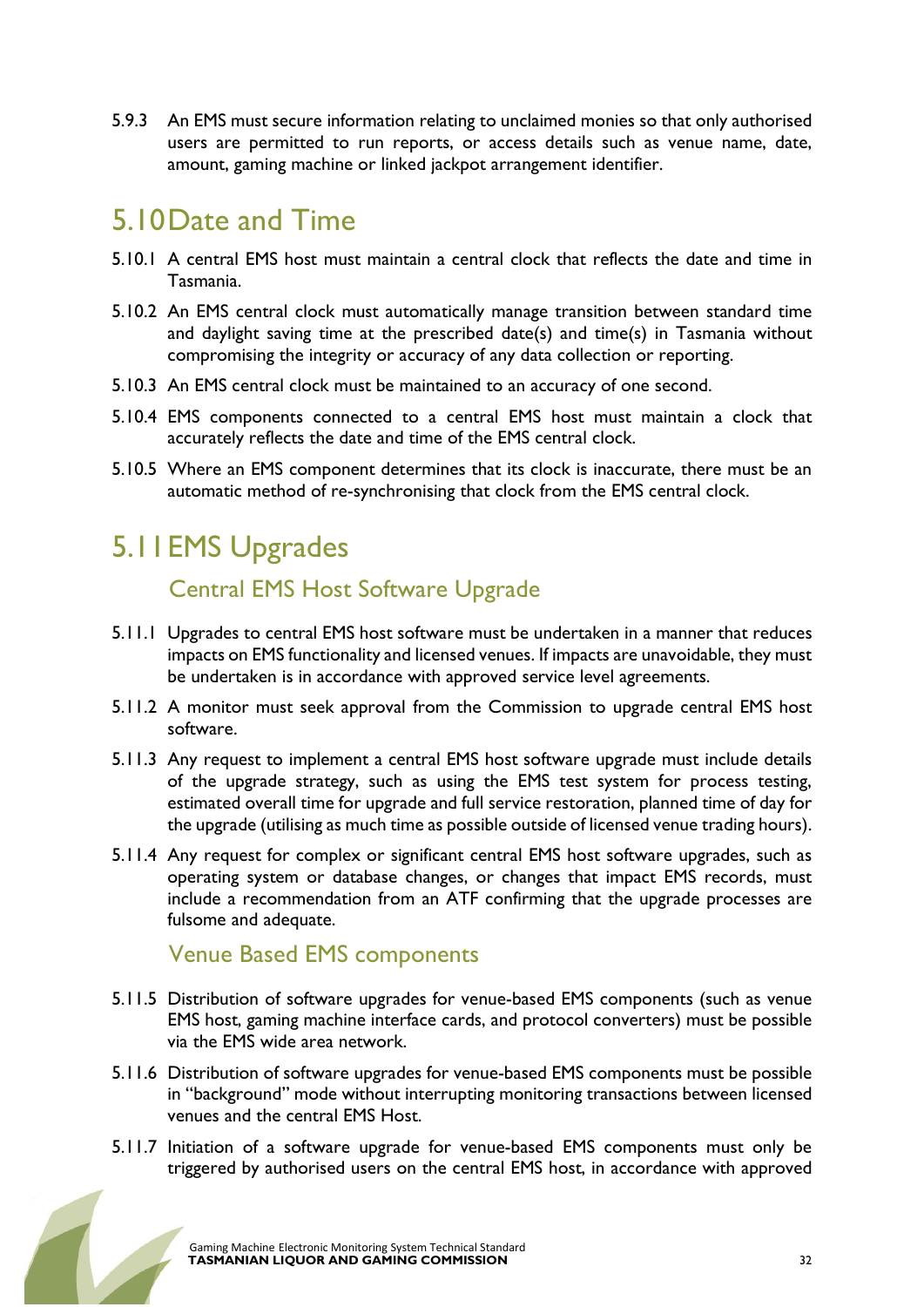5.9.3 An EMS must secure information relating to unclaimed monies so that only authorised users are permitted to run reports, or access details such as venue name, date, amount, gaming machine or linked jackpot arrangement identifier.

## 5.10 Date and Time

5.10.1 A central EMS host must maintain a central clock that reflects the date and time in Tasmania.

5.10.2 An EMS central clock must automatically manage transition between standard time and daylight saving time at the prescribed date(s) and time(s) in Tasmania without compromising the integrity or accuracy of any data collection or reporting.

5.10.3 An EMS central clock must be maintained to an accuracy of one second.

5.10.4 EMS components connected to a central EMS host must maintain a clock that accurately reflects the date and time of the EMS central clock.

5.10.5 Where an EMS component determines that its clock is inaccurate, there must be an automatic method of re-synchronising that clock from the EMS central clock.

## 5.11 EMS Upgrades

### Central EMS Host Software Upgrade

5.11.1 Upgrades to central EMS host software must be undertaken in a manner that reduces impacts on EMS functionality and licensed venues. If impacts are unavoidable, they must be undertaken is in accordance with approved service level agreements.

5.11.2 A monitor must seek approval from the Commission to upgrade central EMS host software.

5.11.3 Any request to implement a central EMS host software upgrade must include details of the upgrade strategy, such as using the EMS test system for process testing, estimated overall time for upgrade and full service restoration, planned time of day for the upgrade (utilising as much time as possible outside of licensed venue trading hours).

5.11.4 Any request for complex or significant central EMS host software upgrades, such as operating system or database changes, or changes that impact EMS records, must include a recommendation from an ATF confirming that the upgrade processes are fulsome and adequate.

### Venue Based EMS components

5.11.5 Distribution of software upgrades for venue-based EMS components (such as venue EMS host, gaming machine interface cards, and protocol converters) must be possible via the EMS wide area network.

5.11.6 Distribution of software upgrades for venue-based EMS components must be possible in "background" mode without interrupting monitoring transactions between licensed venues and the central EMS Host.

5.11.7 Initiation of a software upgrade for venue-based EMS components must only be triggered by authorised users on the central EMS host, in accordance with approved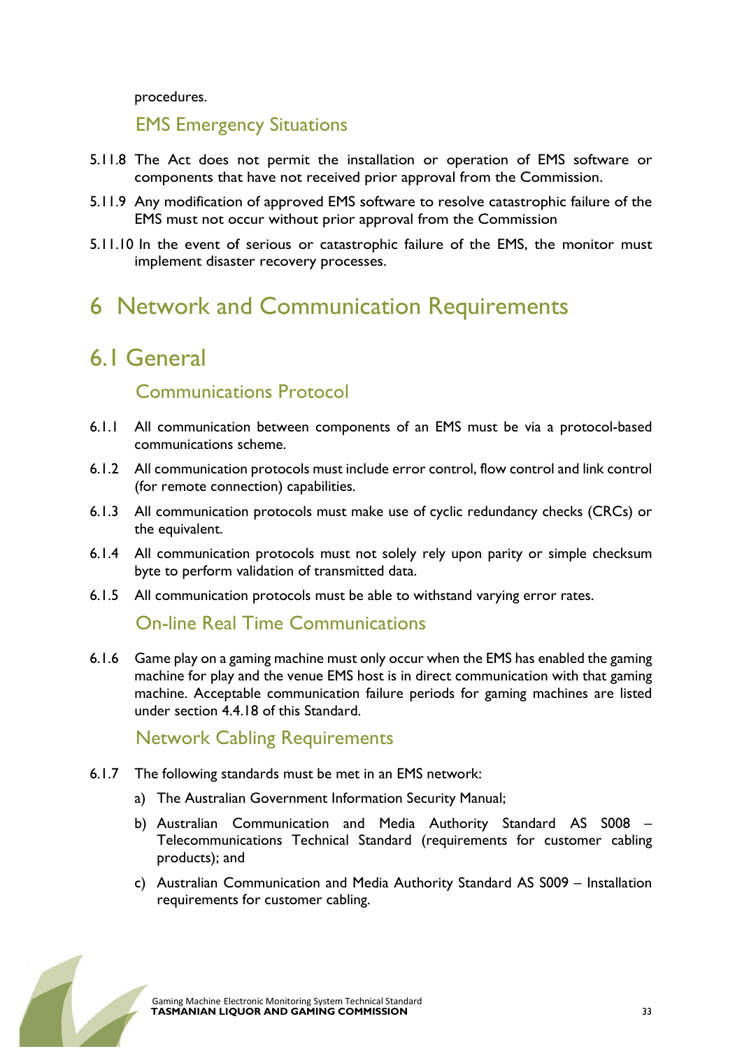procedures.

### EMS Emergency Situations

5.11.8 The Act does not permit the installation or operation of EMS software or components that have not received prior approval from the Commission.

5.11.9 Any modification of approved EMS software to resolve catastrophic failure of the EMS must not occur without prior approval from the Commission

5.11.10 In the event of serious or catastrophic failure of the EMS, the monitor must implement disaster recovery processes.

# 6 Network and Communication Requirements

## 6.1 General

### Communications Protocol

6.1.1 All communication between components of an EMS must be via a protocol-based communications scheme.

6.1.2 All communication protocols must include error control, flow control and link control (for remote connection) capabilities.

6.1.3 All communication protocols must make use of cyclic redundancy checks (CRCs) or the equivalent.

6.1.4 All communication protocols must not solely rely upon parity or simple checksum byte to perform validation of transmitted data.

6.1.5 All communication protocols must be able to withstand varying error rates.

### On-line Real Time Communications

6.1.6 Game play on a gaming machine must only occur when the EMS has enabled the gaming machine for play and the venue EMS host is in direct communication with that gaming machine. Acceptable communication failure periods for gaming machines are listed under section 4.4.18 of this Standard.

### Network Cabling Requirements

6.1.7 The following standards must be met in an EMS network:

a) The Australian Government Information Security Manual;

b) Australian Communication and Media Authority Standard AS S008 – Telecommunications Technical Standard (requirements for customer cabling products); and

c) Australian Communication and Media Authority Standard AS S009 – Installation requirements for customer cabling.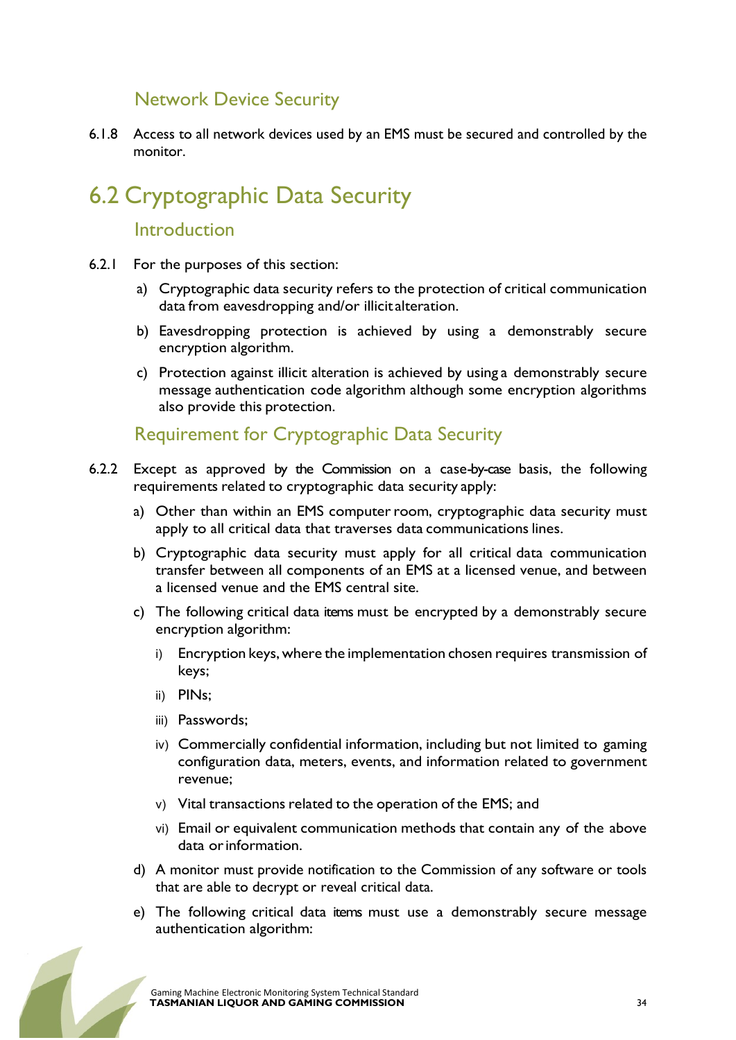### Network Device Security

6.1.8 Access to all network devices used by an EMS must be secured and controlled by the monitor.

## 6.2 Cryptographic Data Security

### Introduction

6.2.1 For the purposes of this section:

a) Cryptographic data security refers to the protection of critical communication data from eavesdropping and/or illicit alteration.

b) Eavesdropping protection is achieved by using a demonstrably secure encryption algorithm.

c) Protection against illicit alteration is achieved by using a demonstrably secure message authentication code algorithm although some encryption algorithms also provide this protection.

### Requirement for Cryptographic Data Security

6.2.2 Except as approved by the Commission on a case-by-case basis, the following requirements related to cryptographic data security apply:

a) Other than within an EMS computer room, cryptographic data security must apply to all critical data that traverses data communications lines.

b) Cryptographic data security must apply for all critical data communication transfer between all components of an EMS at a licensed venue, and between a licensed venue and the EMS central site.

c) The following critical data items must be encrypted by a demonstrably secure encryption algorithm:

   i) Encryption keys, where the implementation chosen requires transmission of keys;

   ii) PINs;

   iii) Passwords;

   iv) Commercially confidential information, including but not limited to gaming configuration data, meters, events, and information related to government revenue;

   v) Vital transactions related to the operation of the EMS; and

   vi) Email or equivalent communication methods that contain any of the above data or information.

d) A monitor must provide notification to the Commission of any software or tools that are able to decrypt or reveal critical data.

e) The following critical data items must use a demonstrably secure message authentication algorithm: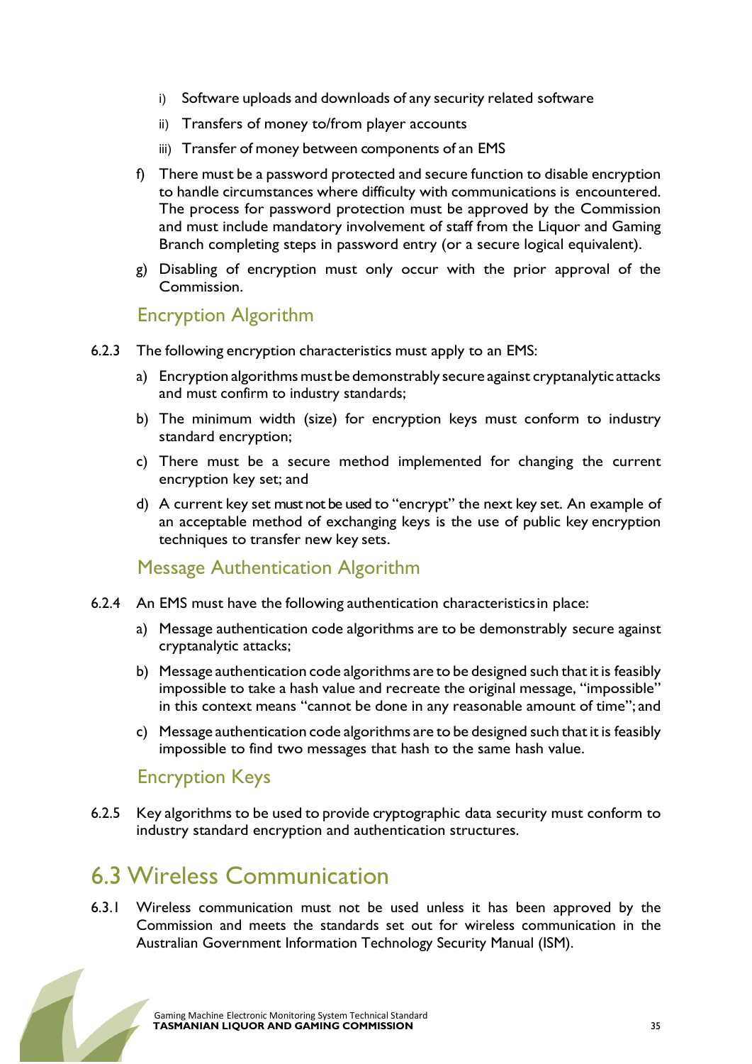i) Software uploads and downloads of any security related software

ii) Transfers of money to/from player accounts

iii) Transfer of money between components of an EMS

f) There must be a password protected and secure function to disable encryption to handle circumstances where difficulty with communications is encountered. The process for password protection must be approved by the Commission and must include mandatory involvement of staff from the Liquor and Gaming Branch completing steps in password entry (or a secure logical equivalent).

g) Disabling of encryption must only occur with the prior approval of the Commission.

### Encryption Algorithm

6.2.3 The following encryption characteristics must apply to an EMS:

a) Encryption algorithms must be demonstrably secure against cryptanalytic attacks and must confirm to industry standards;

b) The minimum width (size) for encryption keys must conform to industry standard encryption;

c) There must be a secure method implemented for changing the current encryption key set; and

d) A current key set must not be used to "encrypt" the next key set. An example of an acceptable method of exchanging keys is the use of public key encryption techniques to transfer new key sets.

### Message Authentication Algorithm

6.2.4 An EMS must have the following authentication characteristics in place:

a) Message authentication code algorithms are to be demonstrably secure against cryptanalytic attacks;

b) Message authentication code algorithms are to be designed such that it is feasibly impossible to take a hash value and recreate the original message, "impossible" in this context means "cannot be done in any reasonable amount of time"; and

c) Message authentication code algorithms are to be designed such that it is feasibly impossible to find two messages that hash to the same hash value.

### Encryption Keys

6.2.5 Key algorithms to be used to provide cryptographic data security must conform to industry standard encryption and authentication structures.

## 6.3 Wireless Communication

6.3.1 Wireless communication must not be used unless it has been approved by the Commission and meets the standards set out for wireless communication in the Australian Government Information Technology Security Manual (ISM).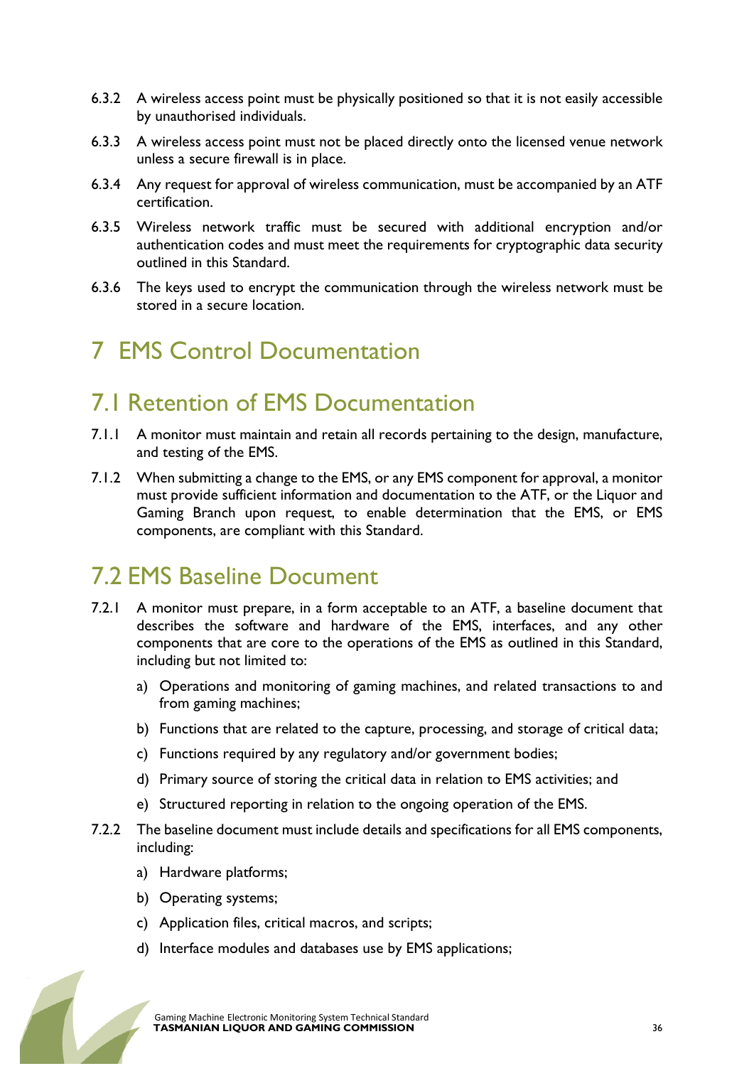6.3.2 A wireless access point must be physically positioned so that it is not easily accessible by unauthorised individuals.

6.3.3 A wireless access point must not be placed directly onto the licensed venue network unless a secure firewall is in place.

6.3.4 Any request for approval of wireless communication, must be accompanied by an ATF certification.

6.3.5 Wireless network traffic must be secured with additional encryption and/or authentication codes and must meet the requirements for cryptographic data security outlined in this Standard.

6.3.6 The keys used to encrypt the communication through the wireless network must be stored in a secure location.

# 7 EMS Control Documentation

## 7.1 Retention of EMS Documentation

7.1.1 A monitor must maintain and retain all records pertaining to the design, manufacture, and testing of the EMS.

7.1.2 When submitting a change to the EMS, or any EMS component for approval, a monitor must provide sufficient information and documentation to the ATF, or the Liquor and Gaming Branch upon request, to enable determination that the EMS, or EMS components, are compliant with this Standard.

## 7.2 EMS Baseline Document

7.2.1 A monitor must prepare, in a form acceptable to an ATF, a baseline document that describes the software and hardware of the EMS, interfaces, and any other components that are core to the operations of the EMS as outlined in this Standard, including but not limited to:

a) Operations and monitoring of gaming machines, and related transactions to and from gaming machines;

b) Functions that are related to the capture, processing, and storage of critical data;

c) Functions required by any regulatory and/or government bodies;

d) Primary source of storing the critical data in relation to EMS activities; and

e) Structured reporting in relation to the ongoing operation of the EMS.

7.2.2 The baseline document must include details and specifications for all EMS components, including:

a) Hardware platforms;

b) Operating systems;

c) Application files, critical macros, and scripts;

d) Interface modules and databases use by EMS applications;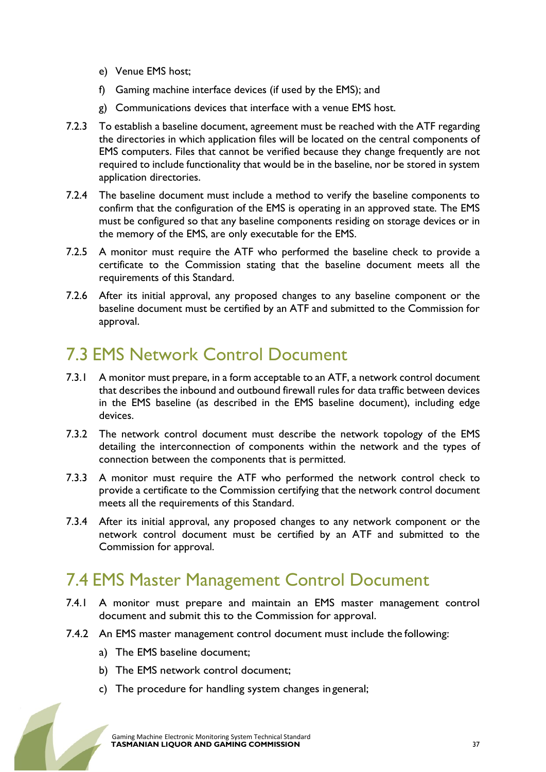e) Venue EMS host;

f) Gaming machine interface devices (if used by the EMS); and

g) Communications devices that interface with a venue EMS host.

7.2.3 To establish a baseline document, agreement must be reached with the ATF regarding the directories in which application files will be located on the central components of EMS computers. Files that cannot be verified because they change frequently are not required to include functionality that would be in the baseline, nor be stored in system application directories.

7.2.4 The baseline document must include a method to verify the baseline components to confirm that the configuration of the EMS is operating in an approved state. The EMS must be configured so that any baseline components residing on storage devices or in the memory of the EMS, are only executable for the EMS.

7.2.5 A monitor must require the ATF who performed the baseline check to provide a certificate to the Commission stating that the baseline document meets all the requirements of this Standard.

7.2.6 After its initial approval, any proposed changes to any baseline component or the baseline document must be certified by an ATF and submitted to the Commission for approval.

## 7.3 EMS Network Control Document

7.3.1 A monitor must prepare, in a form acceptable to an ATF, a network control document that describes the inbound and outbound firewall rules for data traffic between devices in the EMS baseline (as described in the EMS baseline document), including edge devices.

7.3.2 The network control document must describe the network topology of the EMS detailing the interconnection of components within the network and the types of connection between the components that is permitted.

7.3.3 A monitor must require the ATF who performed the network control check to provide a certificate to the Commission certifying that the network control document meets all the requirements of this Standard.

7.3.4 After its initial approval, any proposed changes to any network component or the network control document must be certified by an ATF and submitted to the Commission for approval.

## 7.4 EMS Master Management Control Document

7.4.1 A monitor must prepare and maintain an EMS master management control document and submit this to the Commission for approval.

7.4.2 An EMS master management control document must include the following:

a) The EMS baseline document;

b) The EMS network control document;

c) The procedure for handling system changes in general;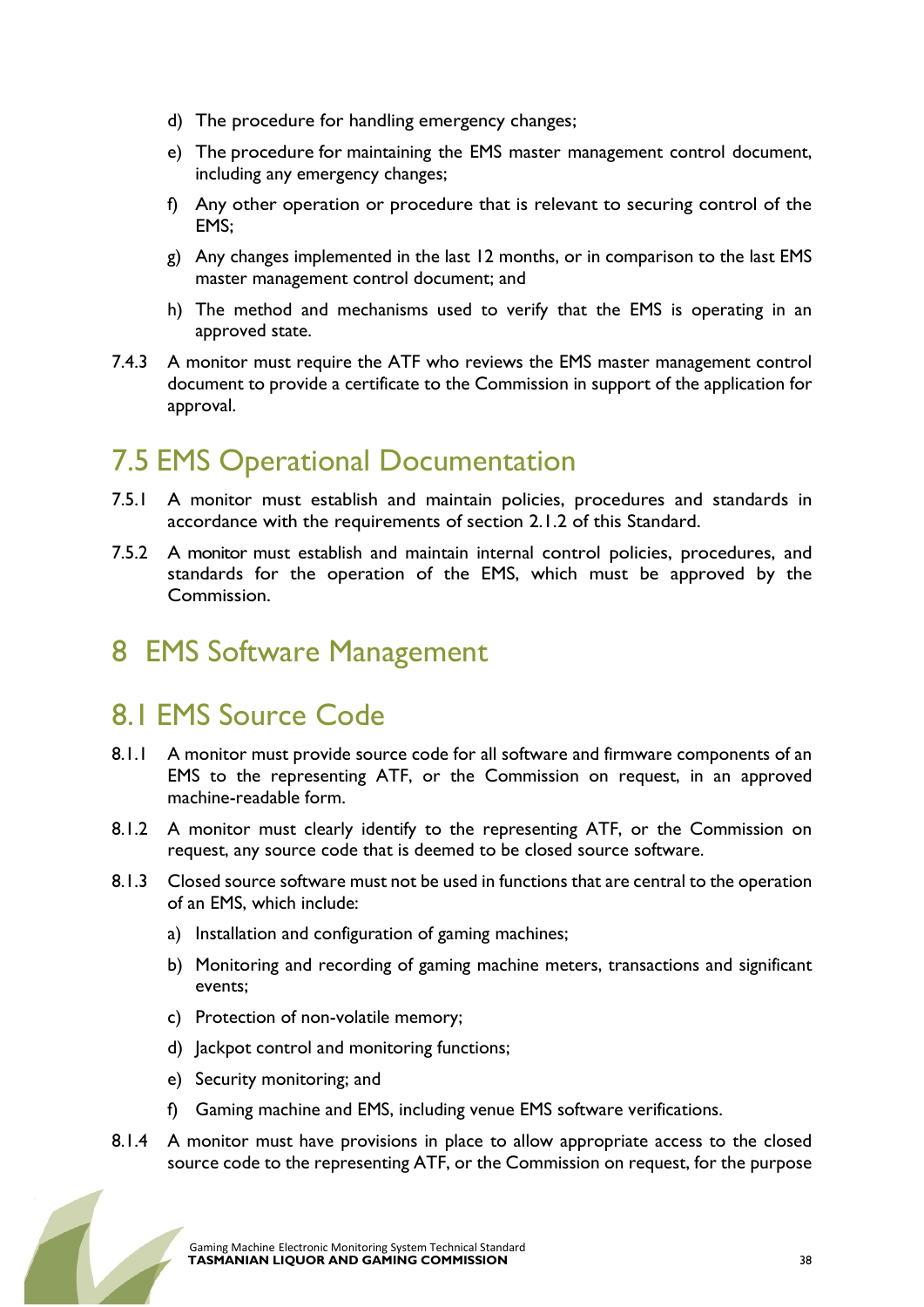d) The procedure for handling emergency changes;

e) The procedure for maintaining the EMS master management control document, including any emergency changes;

f) Any other operation or procedure that is relevant to securing control of the EMS;

g) Any changes implemented in the last 12 months, or in comparison to the last EMS master management control document; and

h) The method and mechanisms used to verify that the EMS is operating in an approved state.

7.4.3 A monitor must require the ATF who reviews the EMS master management control document to provide a certificate to the Commission in support of the application for approval.

## 7.5 EMS Operational Documentation

7.5.1 A monitor must establish and maintain policies, procedures and standards in accordance with the requirements of section 2.1.2 of this Standard.

7.5.2 A monitor must establish and maintain internal control policies, procedures, and standards for the operation of the EMS, which must be approved by the Commission.

# 8 EMS Software Management

## 8.1 EMS Source Code

8.1.1 A monitor must provide source code for all software and firmware components of an EMS to the representing ATF, or the Commission on request, in an approved machine-readable form.

8.1.2 A monitor must clearly identify to the representing ATF, or the Commission on request, any source code that is deemed to be closed source software.

8.1.3 Closed source software must not be used in functions that are central to the operation of an EMS, which include:

a) Installation and configuration of gaming machines;

b) Monitoring and recording of gaming machine meters, transactions and significant events;

c) Protection of non-volatile memory;

d) Jackpot control and monitoring functions;

e) Security monitoring; and

f) Gaming machine and EMS, including venue EMS software verifications.

8.1.4 A monitor must have provisions in place to allow appropriate access to the closed source code to the representing ATF, or the Commission on request, for the purpose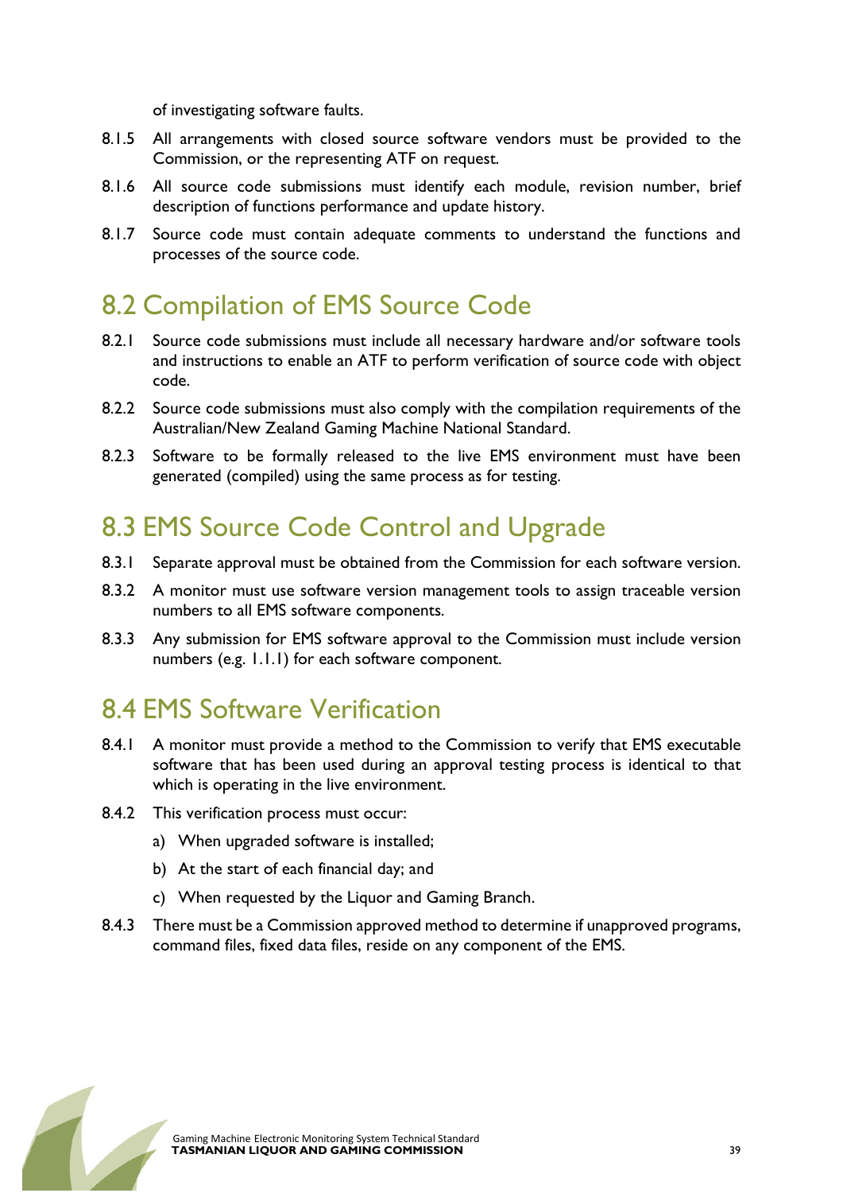of investigating software faults.

8.1.5 All arrangements with closed source software vendors must be provided to the Commission, or the representing ATF on request.

8.1.6 All source code submissions must identify each module, revision number, brief description of functions performance and update history.

8.1.7 Source code must contain adequate comments to understand the functions and processes of the source code.

## 8.2 Compilation of EMS Source Code

8.2.1 Source code submissions must include all necessary hardware and/or software tools and instructions to enable an ATF to perform verification of source code with object code.

8.2.2 Source code submissions must also comply with the compilation requirements of the Australian/New Zealand Gaming Machine National Standard.

8.2.3 Software to be formally released to the live EMS environment must have been generated (compiled) using the same process as for testing.

## 8.3 EMS Source Code Control and Upgrade

8.3.1 Separate approval must be obtained from the Commission for each software version.

8.3.2 A monitor must use software version management tools to assign traceable version numbers to all EMS software components.

8.3.3 Any submission for EMS software approval to the Commission must include version numbers (e.g. 1.1.1) for each software component.

## 8.4 EMS Software Verification

8.4.1 A monitor must provide a method to the Commission to verify that EMS executable software that has been used during an approval testing process is identical to that which is operating in the live environment.

8.4.2 This verification process must occur:

a) When upgraded software is installed;

b) At the start of each financial day; and

c) When requested by the Liquor and Gaming Branch.

8.4.3 There must be a Commission approved method to determine if unapproved programs, command files, fixed data files, reside on any component of the EMS.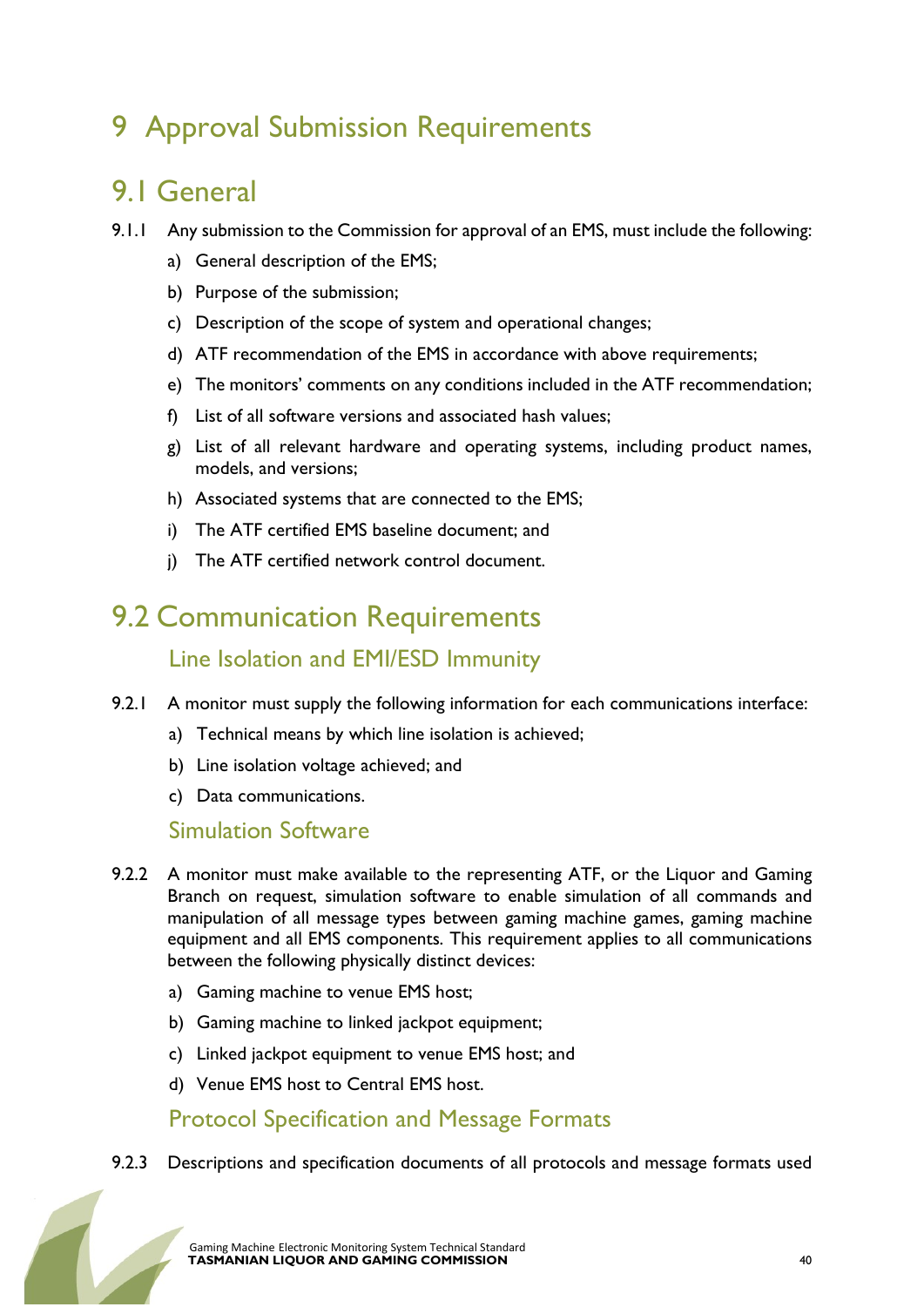# 9 Approval Submission Requirements

## 9.1 General

9.1.1 Any submission to the Commission for approval of an EMS, must include the following:

a) General description of the EMS;

b) Purpose of the submission;

c) Description of the scope of system and operational changes;

d) ATF recommendation of the EMS in accordance with above requirements;

e) The monitors' comments on any conditions included in the ATF recommendation;

f) List of all software versions and associated hash values;

g) List of all relevant hardware and operating systems, including product names, models, and versions;

h) Associated systems that are connected to the EMS;

i) The ATF certified EMS baseline document; and

j) The ATF certified network control document.

## 9.2 Communication Requirements

### Line Isolation and EMI/ESD Immunity

9.2.1 A monitor must supply the following information for each communications interface:

a) Technical means by which line isolation is achieved;

b) Line isolation voltage achieved; and

c) Data communications.

### Simulation Software

9.2.2 A monitor must make available to the representing ATF, or the Liquor and Gaming Branch on request, simulation software to enable simulation of all commands and manipulation of all message types between gaming machine games, gaming machine equipment and all EMS components. This requirement applies to all communications between the following physically distinct devices:

a) Gaming machine to venue EMS host;

b) Gaming machine to linked jackpot equipment;

c) Linked jackpot equipment to venue EMS host; and

d) Venue EMS host to Central EMS host.

### Protocol Specification and Message Formats

9.2.3 Descriptions and specification documents of all protocols and message formats used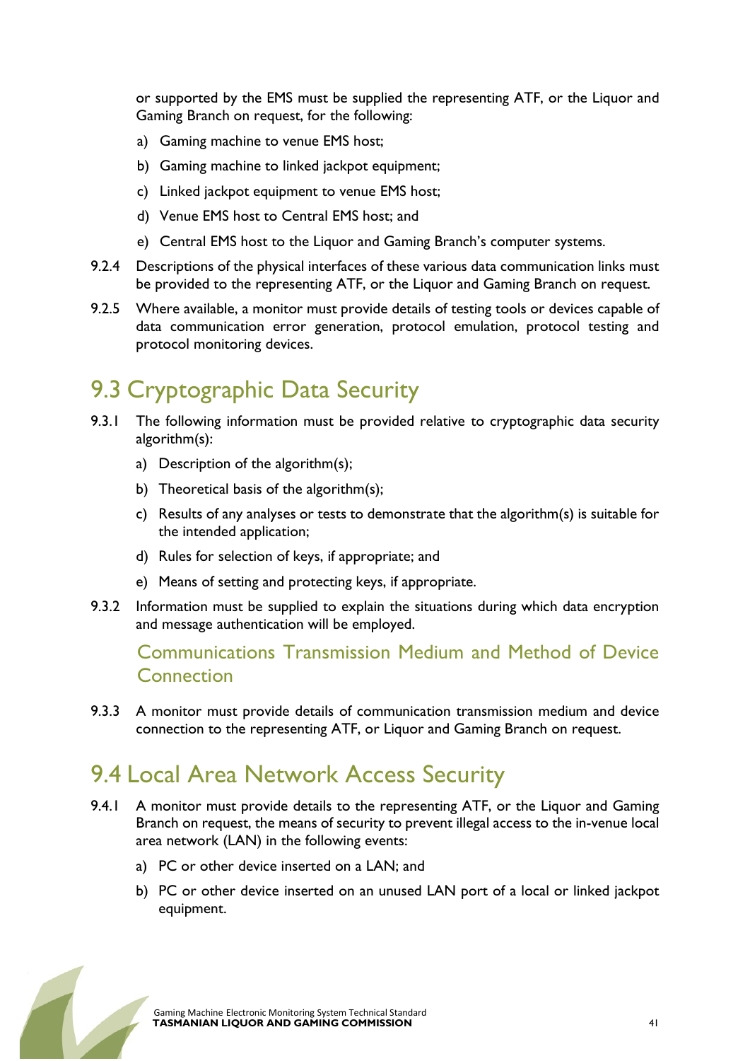or supported by the EMS must be supplied the representing ATF, or the Liquor and Gaming Branch on request, for the following:

a) Gaming machine to venue EMS host;

b) Gaming machine to linked jackpot equipment;

c) Linked jackpot equipment to venue EMS host;

d) Venue EMS host to Central EMS host; and

e) Central EMS host to the Liquor and Gaming Branch's computer systems.

9.2.4 Descriptions of the physical interfaces of these various data communication links must be provided to the representing ATF, or the Liquor and Gaming Branch on request.

9.2.5 Where available, a monitor must provide details of testing tools or devices capable of data communication error generation, protocol emulation, protocol testing and protocol monitoring devices.

## 9.3 Cryptographic Data Security

9.3.1 The following information must be provided relative to cryptographic data security algorithm(s):

a) Description of the algorithm(s);

b) Theoretical basis of the algorithm(s);

c) Results of any analyses or tests to demonstrate that the algorithm(s) is suitable for the intended application;

d) Rules for selection of keys, if appropriate; and

e) Means of setting and protecting keys, if appropriate.

9.3.2 Information must be supplied to explain the situations during which data encryption and message authentication will be employed.

### Communications Transmission Medium and Method of Device Connection

9.3.3 A monitor must provide details of communication transmission medium and device connection to the representing ATF, or Liquor and Gaming Branch on request.

## 9.4 Local Area Network Access Security

9.4.1 A monitor must provide details to the representing ATF, or the Liquor and Gaming Branch on request, the means of security to prevent illegal access to the in-venue local area network (LAN) in the following events:

a) PC or other device inserted on a LAN; and

b) PC or other device inserted on an unused LAN port of a local or linked jackpot equipment.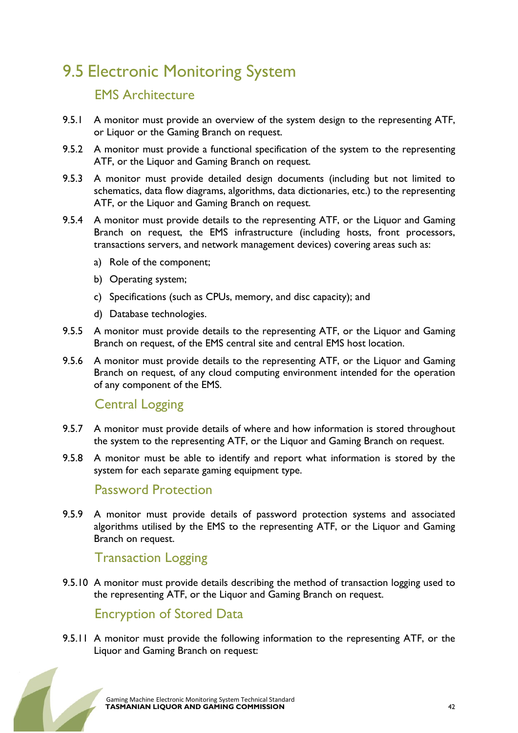# 9.5 Electronic Monitoring System

## EMS Architecture

9.5.1 A monitor must provide an overview of the system design to the representing ATF, or Liquor or the Gaming Branch on request.

9.5.2 A monitor must provide a functional specification of the system to the representing ATF, or the Liquor and Gaming Branch on request.

9.5.3 A monitor must provide detailed design documents (including but not limited to schematics, data flow diagrams, algorithms, data dictionaries, etc.) to the representing ATF, or the Liquor and Gaming Branch on request.

9.5.4 A monitor must provide details to the representing ATF, or the Liquor and Gaming Branch on request, the EMS infrastructure (including hosts, front processors, transactions servers, and network management devices) covering areas such as:

a) Role of the component;

b) Operating system;

c) Specifications (such as CPUs, memory, and disc capacity); and

d) Database technologies.

9.5.5 A monitor must provide details to the representing ATF, or the Liquor and Gaming Branch on request, of the EMS central site and central EMS host location.

9.5.6 A monitor must provide details to the representing ATF, or the Liquor and Gaming Branch on request, of any cloud computing environment intended for the operation of any component of the EMS.

## Central Logging

9.5.7 A monitor must provide details of where and how information is stored throughout the system to the representing ATF, or the Liquor and Gaming Branch on request.

9.5.8 A monitor must be able to identify and report what information is stored by the system for each separate gaming equipment type.

## Password Protection

9.5.9 A monitor must provide details of password protection systems and associated algorithms utilised by the EMS to the representing ATF, or the Liquor and Gaming Branch on request.

## Transaction Logging

9.5.10 A monitor must provide details describing the method of transaction logging used to the representing ATF, or the Liquor and Gaming Branch on request.

## Encryption of Stored Data

9.5.11 A monitor must provide the following information to the representing ATF, or the Liquor and Gaming Branch on request: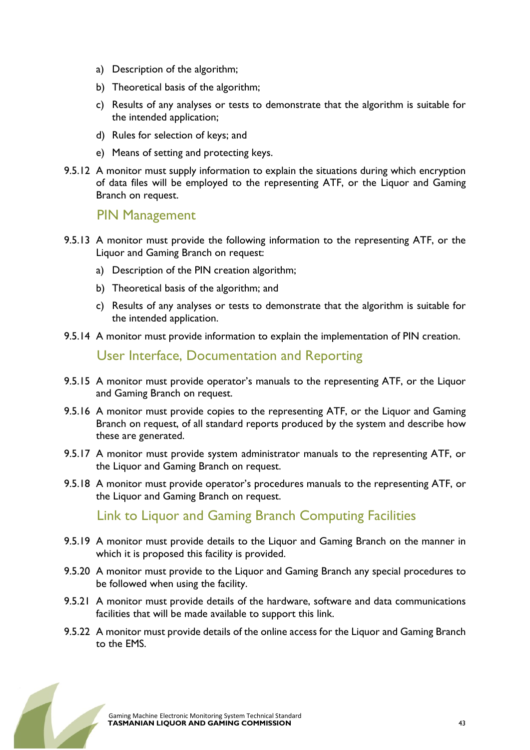a) Description of the algorithm;

b) Theoretical basis of the algorithm;

c) Results of any analyses or tests to demonstrate that the algorithm is suitable for the intended application;

d) Rules for selection of keys; and

e) Means of setting and protecting keys.

9.5.12 A monitor must supply information to explain the situations during which encryption of data files will be employed to the representing ATF, or the Liquor and Gaming Branch on request.

## PIN Management

9.5.13 A monitor must provide the following information to the representing ATF, or the Liquor and Gaming Branch on request:

a) Description of the PIN creation algorithm;

b) Theoretical basis of the algorithm; and

c) Results of any analyses or tests to demonstrate that the algorithm is suitable for the intended application.

9.5.14 A monitor must provide information to explain the implementation of PIN creation.

## User Interface, Documentation and Reporting

9.5.15 A monitor must provide operator's manuals to the representing ATF, or the Liquor and Gaming Branch on request.

9.5.16 A monitor must provide copies to the representing ATF, or the Liquor and Gaming Branch on request, of all standard reports produced by the system and describe how these are generated.

9.5.17 A monitor must provide system administrator manuals to the representing ATF, or the Liquor and Gaming Branch on request.

9.5.18 A monitor must provide operator's procedures manuals to the representing ATF, or the Liquor and Gaming Branch on request.

## Link to Liquor and Gaming Branch Computing Facilities

9.5.19 A monitor must provide details to the Liquor and Gaming Branch on the manner in which it is proposed this facility is provided.

9.5.20 A monitor must provide to the Liquor and Gaming Branch any special procedures to be followed when using the facility.

9.5.21 A monitor must provide details of the hardware, software and data communications facilities that will be made available to support this link.

9.5.22 A monitor must provide details of the online access for the Liquor and Gaming Branch to the EMS.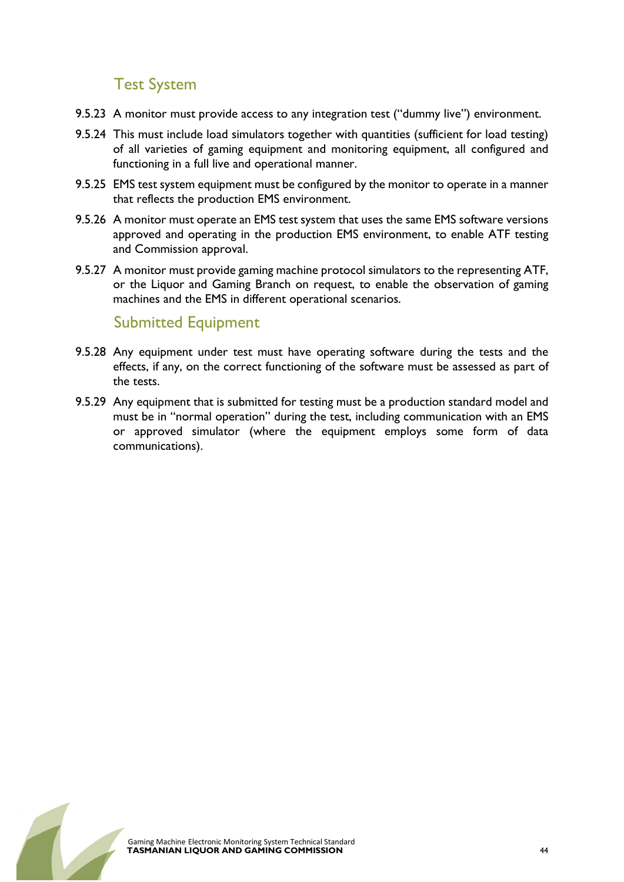### Test System

9.5.23 A monitor must provide access to any integration test ("dummy live") environment.

9.5.24 This must include load simulators together with quantities (sufficient for load testing) of all varieties of gaming equipment and monitoring equipment, all configured and functioning in a full live and operational manner.

9.5.25 EMS test system equipment must be configured by the monitor to operate in a manner that reflects the production EMS environment.

9.5.26 A monitor must operate an EMS test system that uses the same EMS software versions approved and operating in the production EMS environment, to enable ATF testing and Commission approval.

9.5.27 A monitor must provide gaming machine protocol simulators to the representing ATF, or the Liquor and Gaming Branch on request, to enable the observation of gaming machines and the EMS in different operational scenarios.

### Submitted Equipment

9.5.28 Any equipment under test must have operating software during the tests and the effects, if any, on the correct functioning of the software must be assessed as part of the tests.

9.5.29 Any equipment that is submitted for testing must be a production standard model and must be in "normal operation" during the test, including communication with an EMS or approved simulator (where the equipment employs some form of data communications).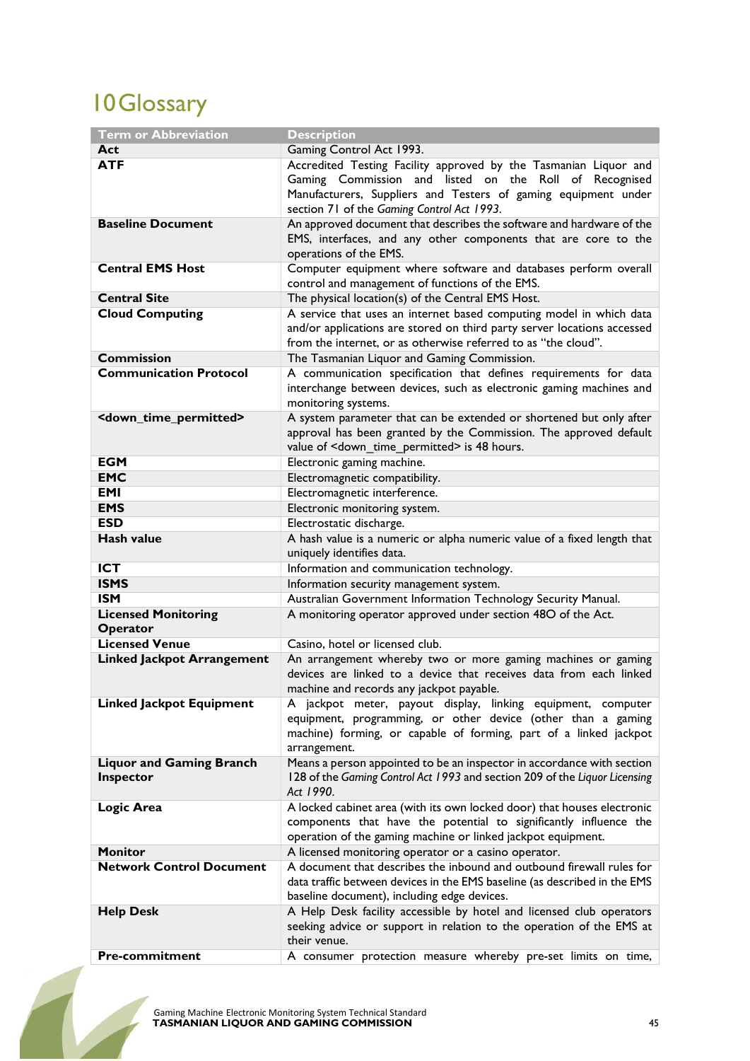# 10 Glossary

| Term or Abbreviation | Description |
|---|---|
| **Act** | Gaming Control Act 1993. |
| **ATF** | Accredited Testing Facility approved by the Tasmanian Liquor and Gaming Commission and listed on the Roll of Recognised Manufacturers, Suppliers and Testers of gaming equipment under section 71 of the *Gaming Control Act 1993*. |
| **Baseline Document** | An approved document that describes the software and hardware of the EMS, interfaces, and any other components that are core to the operations of the EMS. |
| **Central EMS Host** | Computer equipment where software and databases perform overall control and management of functions of the EMS. |
| **Central Site** | The physical location(s) of the Central EMS Host. |
| **Cloud Computing** | A service that uses an internet based computing model in which data and/or applications are stored on third party server locations accessed from the internet, or as otherwise referred to as "the cloud". |
| **Commission** | The Tasmanian Liquor and Gaming Commission. |
| **Communication Protocol** | A communication specification that defines requirements for data interchange between devices, such as electronic gaming machines and monitoring systems. |
| **<down_time_permitted>** | A system parameter that can be extended or shortened but only after approval has been granted by the Commission. The approved default value of <down_time_permitted> is 48 hours. |
| **EGM** | Electronic gaming machine. |
| **EMC** | Electromagnetic compatibility. |
| **EMI** | Electromagnetic interference. |
| **EMS** | Electronic monitoring system. |
| **ESD** | Electrostatic discharge. |
| **Hash value** | A hash value is a numeric or alpha numeric value of a fixed length that uniquely identifies data. |
| **ICT** | Information and communication technology. |
| **ISMS** | Information security management system. |
| **ISM** | Australian Government Information Technology Security Manual. |
| **Licensed Monitoring Operator** | A monitoring operator approved under section 48O of the Act. |
| **Licensed Venue** | Casino, hotel or licensed club. |
| **Linked Jackpot Arrangement** | An arrangement whereby two or more gaming machines or gaming devices are linked to a device that receives data from each linked machine and records any jackpot payable. |
| **Linked Jackpot Equipment** | A jackpot meter, payout display, linking equipment, computer equipment, programming, or other device (other than a gaming machine) forming, or capable of forming, part of a linked jackpot arrangement. |
| **Liquor and Gaming Branch Inspector** | Means a person appointed to be an inspector in accordance with section 128 of the *Gaming Control Act 1993* and section 209 of the *Liquor Licensing Act 1990*. |
| **Logic Area** | A locked cabinet area (with its own locked door) that houses electronic components that have the potential to significantly influence the operation of the gaming machine or linked jackpot equipment. |
| **Monitor** | A licensed monitoring operator or a casino operator. |
| **Network Control Document** | A document that describes the inbound and outbound firewall rules for data traffic between devices in the EMS baseline (as described in the EMS baseline document), including edge devices. |
| **Help Desk** | A Help Desk facility accessible by hotel and licensed club operators seeking advice or support in relation to the operation of the EMS at their venue. |
| **Pre-commitment** | A consumer protection measure whereby pre-set limits on time, |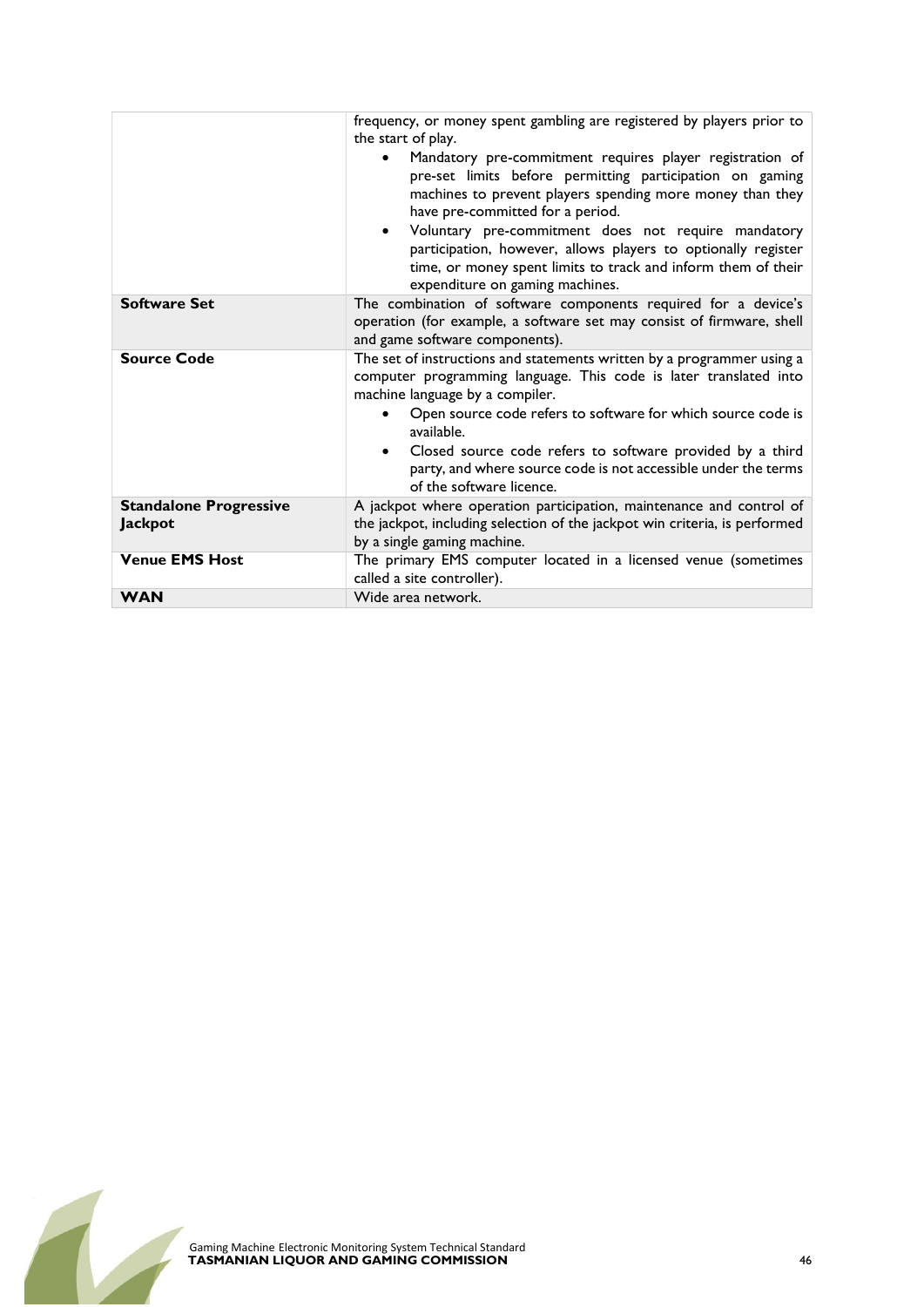| | |
|---|---|
| | frequency, or money spent gambling are registered by players prior to the start of play.<br>• Mandatory pre-commitment requires player registration of pre-set limits before permitting participation on gaming machines to prevent players spending more money than they have pre-committed for a period.<br>• Voluntary pre-commitment does not require mandatory participation, however, allows players to optionally register time, or money spent limits to track and inform them of their expenditure on gaming machines. |
| **Software Set** | The combination of software components required for a device's operation (for example, a software set may consist of firmware, shell and game software components). |
| **Source Code** | The set of instructions and statements written by a programmer using a computer programming language. This code is later translated into machine language by a compiler.<br>• Open source code refers to software for which source code is available.<br>• Closed source code refers to software provided by a third party, and where source code is not accessible under the terms of the software licence. |
| **Standalone Progressive Jackpot** | A jackpot where operation participation, maintenance and control of the jackpot, including selection of the jackpot win criteria, is performed by a single gaming machine. |
| **Venue EMS Host** | The primary EMS computer located in a licensed venue (sometimes called a site controller). |
| **WAN** | Wide area network. |